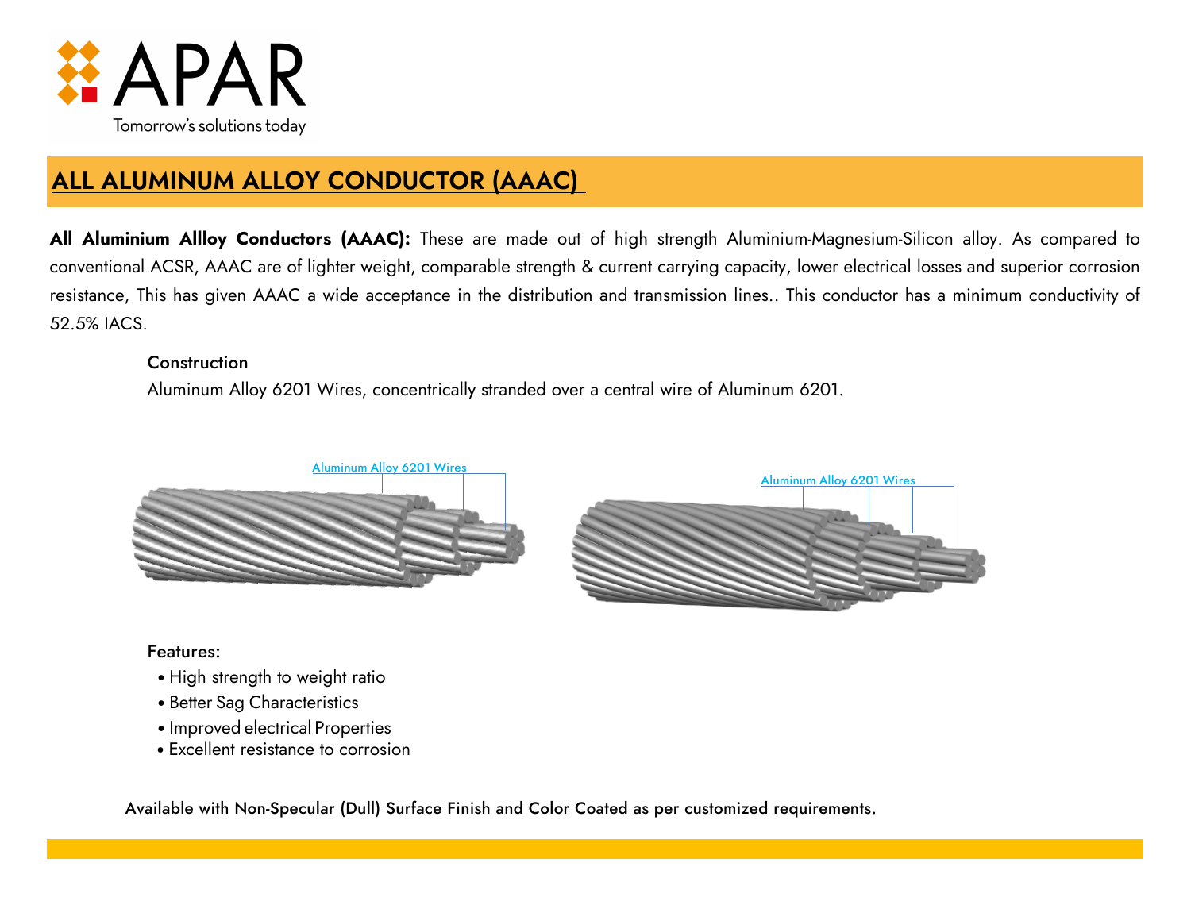# ALL ALUMINUM ALLOY CONDUCTOR (AAAC)

**All Aluminium Allloy Conductors (AAAC):** These are made out of high strength Aluminium-Magnesium-Silicon alloy. As compared to conventional ACSR, AAAC are of lighter weight, comparable strength & current carrying capacity, lower electrical losses and superior corrosion resistance, This has given AAAC a wide acceptance in the distribution and transmission lines.. This conductor has a minimum conductivity of 52.5% IACS.

### Construction

Aluminum Alloy 6201 Wires, concentrically stranded over a central wire of Aluminum 6201.

Aluminum Alloy 6201 Wires

Aluminum Alloy 6201 Wires

### Features:

- High strength to weight ratio
- Better Sag Characteristics
- Improved electrical Properties
- Excellent resistance to corrosion

Available with Non-Specular (Dull) Surface Finish and Color Coated as per customized requirements.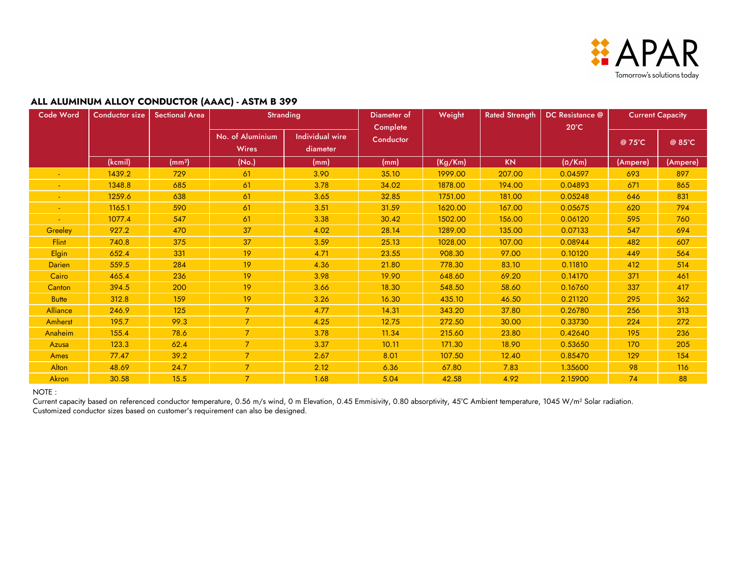APAR

Tomorrow's solutions today

## ALL ALUMINUM ALLOY CONDUCTOR (AAAC) - ASTM B 399

| Code Word | Conductor size | Sectional Area | Stranding | | Diameter of Complete Conductor | Weight | Rated Strength | DC Resistance @ 20°C | Current Capacity | |
|---|---|---|---|---|---|---|---|---|---|---|
| | | | No. of Aluminium Wires | Individual wire diameter | | | | | @ 75°C | @ 85°C |
| | (kcmil) | (mm²) | (No.) | (mm) | (mm) | (Kg/Km) | KN | (Ω/Km) | (Ampere) | (Ampere) |
| - | 1439.2 | 729 | 61 | 3.90 | 35.10 | 1999.00 | 207.00 | 0.04597 | 693 | 897 |
| - | 1348.8 | 685 | 61 | 3.78 | 34.02 | 1878.00 | 194.00 | 0.04893 | 671 | 865 |
| - | 1259.6 | 638 | 61 | 3.65 | 32.85 | 1751.00 | 181.00 | 0.05248 | 646 | 831 |
| - | 1165.1 | 590 | 61 | 3.51 | 31.59 | 1620.00 | 167.00 | 0.05675 | 620 | 794 |
| - | 1077.4 | 547 | 61 | 3.38 | 30.42 | 1502.00 | 156.00 | 0.06120 | 595 | 760 |
| Greeley | 927.2 | 470 | 37 | 4.02 | 28.14 | 1289.00 | 135.00 | 0.07133 | 547 | 694 |
| Flint | 740.8 | 375 | 37 | 3.59 | 25.13 | 1028.00 | 107.00 | 0.08944 | 482 | 607 |
| Elgin | 652.4 | 331 | 19 | 4.71 | 23.55 | 908.30 | 97.00 | 0.10120 | 449 | 564 |
| Darien | 559.5 | 284 | 19 | 4.36 | 21.80 | 778.30 | 83.10 | 0.11810 | 412 | 514 |
| Cairo | 465.4 | 236 | 19 | 3.98 | 19.90 | 648.60 | 69.20 | 0.14170 | 371 | 461 |
| Canton | 394.5 | 200 | 19 | 3.66 | 18.30 | 548.50 | 58.60 | 0.16760 | 337 | 417 |
| Butte | 312.8 | 159 | 19 | 3.26 | 16.30 | 435.10 | 46.50 | 0.21120 | 295 | 362 |
| Alliance | 246.9 | 125 | 7 | 4.77 | 14.31 | 343.20 | 37.80 | 0.26780 | 256 | 313 |
| Amherst | 195.7 | 99.3 | 7 | 4.25 | 12.75 | 272.50 | 30.00 | 0.33730 | 224 | 272 |
| Anaheim | 155.4 | 78.6 | 7 | 3.78 | 11.34 | 215.60 | 23.80 | 0.42640 | 195 | 236 |
| Azusa | 123.3 | 62.4 | 7 | 3.37 | 10.11 | 171.30 | 18.90 | 0.53650 | 170 | 205 |
| Ames | 77.47 | 39.2 | 7 | 2.67 | 8.01 | 107.50 | 12.40 | 0.85470 | 129 | 154 |
| Alton | 48.69 | 24.7 | 7 | 2.12 | 6.36 | 67.80 | 7.83 | 1.35600 | 98 | 116 |
| Akron | 30.58 | 15.5 | 7 | 1.68 | 5.04 | 42.58 | 4.92 | 2.15900 | 74 | 88 |

NOTE :

Current capacity based on referenced conductor temperature, 0.56 m/s wind, 0 m Elevation, 0.45 Emmisivity, 0.80 absorptivity, 45°C Ambient temperature, 1045 W/m² Solar radiation.

Customized conductor sizes based on customer's requirement can also be designed.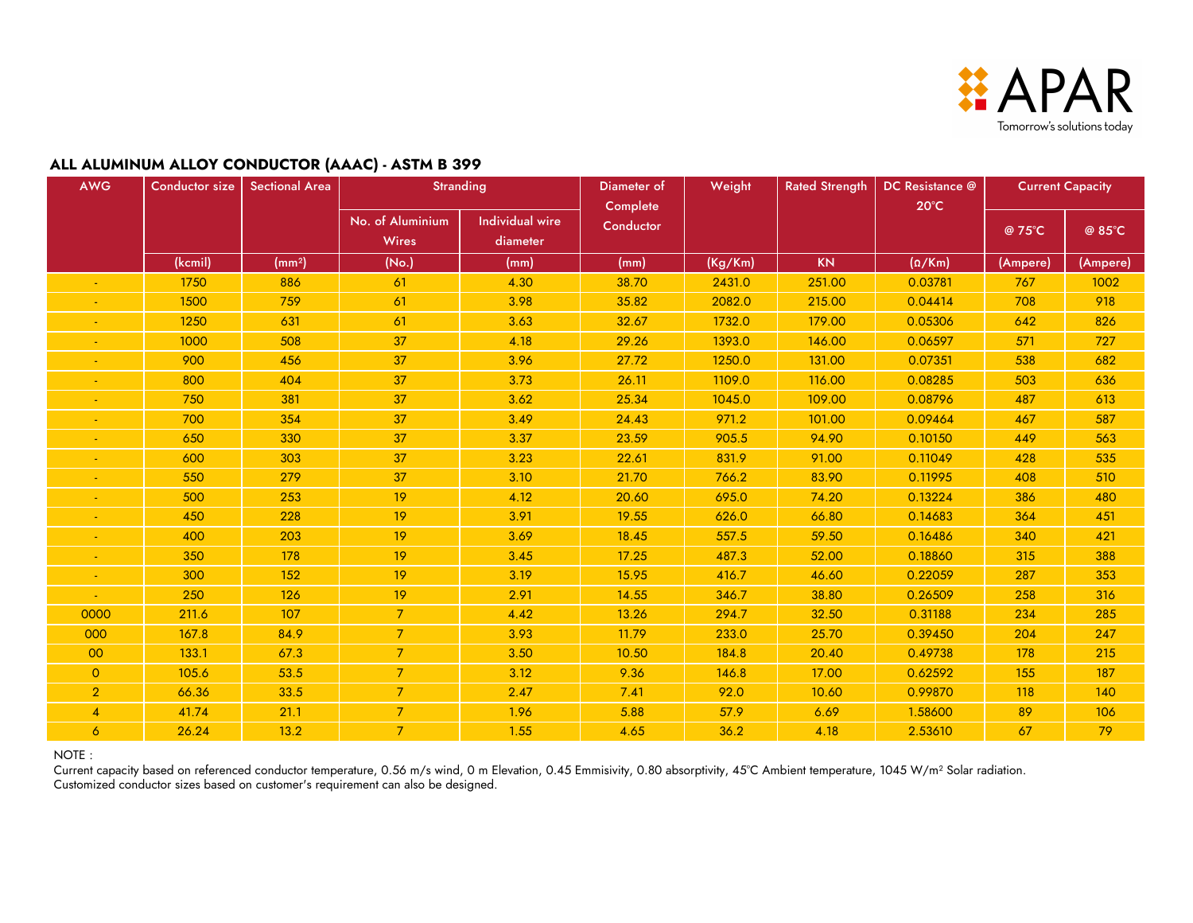## ALL ALUMINUM ALLOY CONDUCTOR (AAAC) - ASTM B 399

| AWG | Conductor size | Sectional Area | Stranding | | Diameter of Complete Conductor | Weight | Rated Strength | DC Resistance @ 20°C | Current Capacity | |
|---|---|---|---|---|---|---|---|---|---|---|
| | | | No. of Aluminium Wires | Individual wire diameter | | | | | @ 75°C | @ 85°C |
| | (kcmil) | (mm²) | (No.) | (mm) | (mm) | (Kg/Km) | KN | (Ω/Km) | (Ampere) | (Ampere) |
| - | 1750 | 886 | 61 | 4.30 | 38.70 | 2431.0 | 251.00 | 0.03781 | 767 | 1002 |
| - | 1500 | 759 | 61 | 3.98 | 35.82 | 2082.0 | 215.00 | 0.04414 | 708 | 918 |
| - | 1250 | 631 | 61 | 3.63 | 32.67 | 1732.0 | 179.00 | 0.05306 | 642 | 826 |
| - | 1000 | 508 | 37 | 4.18 | 29.26 | 1393.0 | 146.00 | 0.06597 | 571 | 727 |
| - | 900 | 456 | 37 | 3.96 | 27.72 | 1250.0 | 131.00 | 0.07351 | 538 | 682 |
| - | 800 | 404 | 37 | 3.73 | 26.11 | 1109.0 | 116.00 | 0.08285 | 503 | 636 |
| - | 750 | 381 | 37 | 3.62 | 25.34 | 1045.0 | 109.00 | 0.08796 | 487 | 613 |
| - | 700 | 354 | 37 | 3.49 | 24.43 | 971.2 | 101.00 | 0.09464 | 467 | 587 |
| - | 650 | 330 | 37 | 3.37 | 23.59 | 905.5 | 94.90 | 0.10150 | 449 | 563 |
| - | 600 | 303 | 37 | 3.23 | 22.61 | 831.9 | 91.00 | 0.11049 | 428 | 535 |
| - | 550 | 279 | 37 | 3.10 | 21.70 | 766.2 | 83.90 | 0.11995 | 408 | 510 |
| - | 500 | 253 | 19 | 4.12 | 20.60 | 695.0 | 74.20 | 0.13224 | 386 | 480 |
| - | 450 | 228 | 19 | 3.91 | 19.55 | 626.0 | 66.80 | 0.14683 | 364 | 451 |
| - | 400 | 203 | 19 | 3.69 | 18.45 | 557.5 | 59.50 | 0.16486 | 340 | 421 |
| - | 350 | 178 | 19 | 3.45 | 17.25 | 487.3 | 52.00 | 0.18860 | 315 | 388 |
| - | 300 | 152 | 19 | 3.19 | 15.95 | 416.7 | 46.60 | 0.22059 | 287 | 353 |
| - | 250 | 126 | 19 | 2.91 | 14.55 | 346.7 | 38.80 | 0.26509 | 258 | 316 |
| 0000 | 211.6 | 107 | 7 | 4.42 | 13.26 | 294.7 | 32.50 | 0.31188 | 234 | 285 |
| 000 | 167.8 | 84.9 | 7 | 3.93 | 11.79 | 233.0 | 25.70 | 0.39450 | 204 | 247 |
| 00 | 133.1 | 67.3 | 7 | 3.50 | 10.50 | 184.8 | 20.40 | 0.49738 | 178 | 215 |
| 0 | 105.6 | 53.5 | 7 | 3.12 | 9.36 | 146.8 | 17.00 | 0.62592 | 155 | 187 |
| 2 | 66.36 | 33.5 | 7 | 2.47 | 7.41 | 92.0 | 10.60 | 0.99870 | 118 | 140 |
| 4 | 41.74 | 21.1 | 7 | 1.96 | 5.88 | 57.9 | 6.69 | 1.58600 | 89 | 106 |
| 6 | 26.24 | 13.2 | 7 | 1.55 | 4.65 | 36.2 | 4.18 | 2.53610 | 67 | 79 |

NOTE :
Current capacity based on referenced conductor temperature, 0.56 m/s wind, 0 m Elevation, 0.45 Emmisivity, 0.80 absorptivity, 45°C Ambient temperature, 1045 W/m² Solar radiation.
Customized conductor sizes based on customer's requirement can also be designed.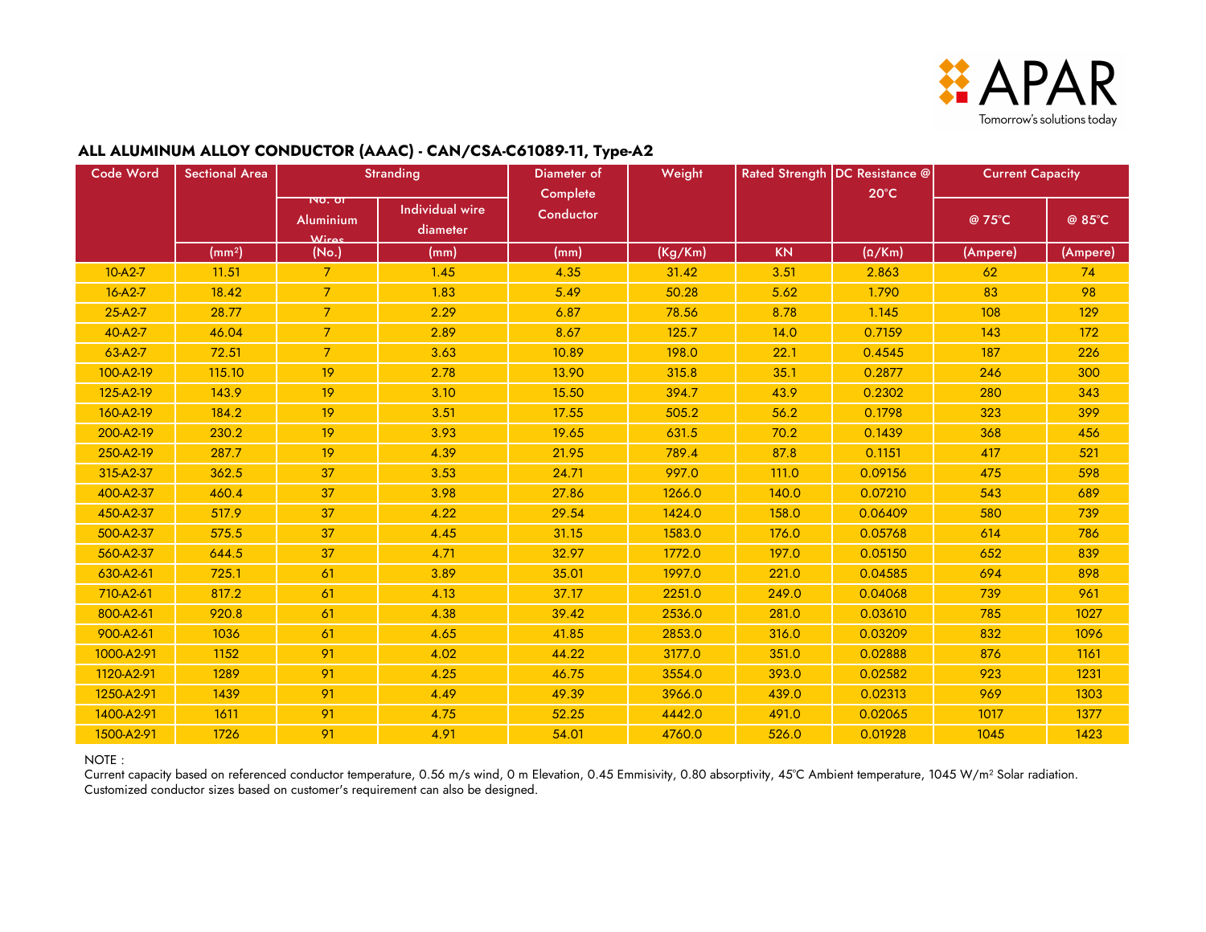## ALL ALUMINUM ALLOY CONDUCTOR (AAAC) - CAN/CSA-C61089-11, Type-A2

| Code Word | Sectional Area | Stranding | | Diameter of Complete Conductor | Weight | Rated Strength | DC Resistance @ 20°C | Current Capacity | |
|---|---|---|---|---|---|---|---|---|---|
| | | No. of Aluminium Wires | Individual wire diameter | | | | | @ 75°C | @ 85°C |
| | (mm²) | (No.) | (mm) | (mm) | (Kg/Km) | KN | (Ω/Km) | (Ampere) | (Ampere) |
| 10-A2-7 | 11.51 | 7 | 1.45 | 4.35 | 31.42 | 3.51 | 2.863 | 62 | 74 |
| 16-A2-7 | 18.42 | 7 | 1.83 | 5.49 | 50.28 | 5.62 | 1.790 | 83 | 98 |
| 25-A2-7 | 28.77 | 7 | 2.29 | 6.87 | 78.56 | 8.78 | 1.145 | 108 | 129 |
| 40-A2-7 | 46.04 | 7 | 2.89 | 8.67 | 125.7 | 14.0 | 0.7159 | 143 | 172 |
| 63-A2-7 | 72.51 | 7 | 3.63 | 10.89 | 198.0 | 22.1 | 0.4545 | 187 | 226 |
| 100-A2-19 | 115.10 | 19 | 2.78 | 13.90 | 315.8 | 35.1 | 0.2877 | 246 | 300 |
| 125-A2-19 | 143.9 | 19 | 3.10 | 15.50 | 394.7 | 43.9 | 0.2302 | 280 | 343 |
| 160-A2-19 | 184.2 | 19 | 3.51 | 17.55 | 505.2 | 56.2 | 0.1798 | 323 | 399 |
| 200-A2-19 | 230.2 | 19 | 3.93 | 19.65 | 631.5 | 70.2 | 0.1439 | 368 | 456 |
| 250-A2-19 | 287.7 | 19 | 4.39 | 21.95 | 789.4 | 87.8 | 0.1151 | 417 | 521 |
| 315-A2-37 | 362.5 | 37 | 3.53 | 24.71 | 997.0 | 111.0 | 0.09156 | 475 | 598 |
| 400-A2-37 | 460.4 | 37 | 3.98 | 27.86 | 1266.0 | 140.0 | 0.07210 | 543 | 689 |
| 450-A2-37 | 517.9 | 37 | 4.22 | 29.54 | 1424.0 | 158.0 | 0.06409 | 580 | 739 |
| 500-A2-37 | 575.5 | 37 | 4.45 | 31.15 | 1583.0 | 176.0 | 0.05768 | 614 | 786 |
| 560-A2-37 | 644.5 | 37 | 4.71 | 32.97 | 1772.0 | 197.0 | 0.05150 | 652 | 839 |
| 630-A2-61 | 725.1 | 61 | 3.89 | 35.01 | 1997.0 | 221.0 | 0.04585 | 694 | 898 |
| 710-A2-61 | 817.2 | 61 | 4.13 | 37.17 | 2251.0 | 249.0 | 0.04068 | 739 | 961 |
| 800-A2-61 | 920.8 | 61 | 4.38 | 39.42 | 2536.0 | 281.0 | 0.03610 | 785 | 1027 |
| 900-A2-61 | 1036 | 61 | 4.65 | 41.85 | 2853.0 | 316.0 | 0.03209 | 832 | 1096 |
| 1000-A2-91 | 1152 | 91 | 4.02 | 44.22 | 3177.0 | 351.0 | 0.02888 | 876 | 1161 |
| 1120-A2-91 | 1289 | 91 | 4.25 | 46.75 | 3554.0 | 393.0 | 0.02582 | 923 | 1231 |
| 1250-A2-91 | 1439 | 91 | 4.49 | 49.39 | 3966.0 | 439.0 | 0.02313 | 969 | 1303 |
| 1400-A2-91 | 1611 | 91 | 4.75 | 52.25 | 4442.0 | 491.0 | 0.02065 | 1017 | 1377 |
| 1500-A2-91 | 1726 | 91 | 4.91 | 54.01 | 4760.0 | 526.0 | 0.01928 | 1045 | 1423 |

NOTE :
Current capacity based on referenced conductor temperature, 0.56 m/s wind, 0 m Elevation, 0.45 Emmisivity, 0.80 absorptivity, 45°C Ambient temperature, 1045 W/m² Solar radiation.
Customized conductor sizes based on customer's requirement can also be designed.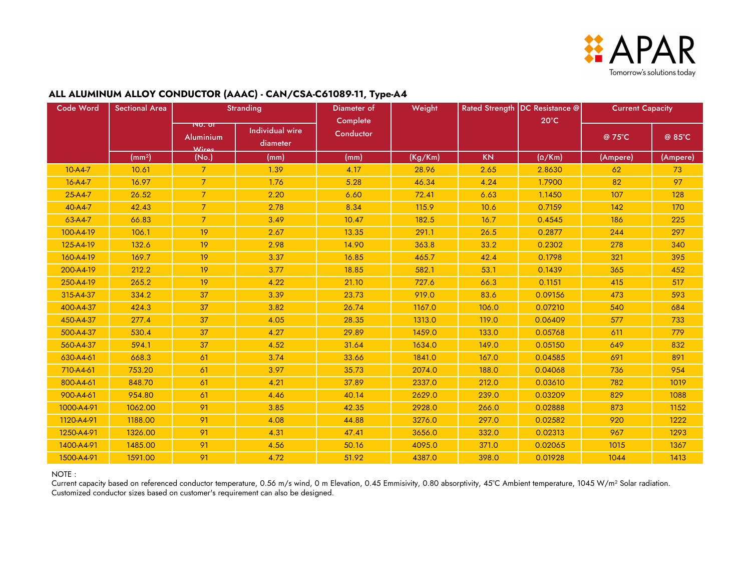APAR
Tomorrow's solutions today

## ALL ALUMINUM ALLOY CONDUCTOR (AAAC) - CAN/CSA-C61089-11, Type-A4

| Code Word | Sectional Area | Stranding | | Diameter of Complete Conductor | Weight | Rated Strength | DC Resistance @ 20°C | Current Capacity | |
|---|---|---|---|---|---|---|---|---|---|
| | | No. of Aluminium Wires | Individual wire diameter | | | | | @ 75°C | @ 85°C |
| | (mm²) | (No.) | (mm) | (mm) | (Kg/Km) | KN | (Ω/Km) | (Ampere) | (Ampere) |
| 10-A4-7 | 10.61 | 7 | 1.39 | 4.17 | 28.96 | 2.65 | 2.8630 | 62 | 73 |
| 16-A4-7 | 16.97 | 7 | 1.76 | 5.28 | 46.34 | 4.24 | 1.7900 | 82 | 97 |
| 25-A4-7 | 26.52 | 7 | 2.20 | 6.60 | 72.41 | 6.63 | 1.1450 | 107 | 128 |
| 40-A4-7 | 42.43 | 7 | 2.78 | 8.34 | 115.9 | 10.6 | 0.7159 | 142 | 170 |
| 63-A4-7 | 66.83 | 7 | 3.49 | 10.47 | 182.5 | 16.7 | 0.4545 | 186 | 225 |
| 100-A4-19 | 106.1 | 19 | 2.67 | 13.35 | 291.1 | 26.5 | 0.2877 | 244 | 297 |
| 125-A4-19 | 132.6 | 19 | 2.98 | 14.90 | 363.8 | 33.2 | 0.2302 | 278 | 340 |
| 160-A4-19 | 169.7 | 19 | 3.37 | 16.85 | 465.7 | 42.4 | 0.1798 | 321 | 395 |
| 200-A4-19 | 212.2 | 19 | 3.77 | 18.85 | 582.1 | 53.1 | 0.1439 | 365 | 452 |
| 250-A4-19 | 265.2 | 19 | 4.22 | 21.10 | 727.6 | 66.3 | 0.1151 | 415 | 517 |
| 315-A4-37 | 334.2 | 37 | 3.39 | 23.73 | 919.0 | 83.6 | 0.09156 | 473 | 593 |
| 400-A4-37 | 424.3 | 37 | 3.82 | 26.74 | 1167.0 | 106.0 | 0.07210 | 540 | 684 |
| 450-A4-37 | 277.4 | 37 | 4.05 | 28.35 | 1313.0 | 119.0 | 0.06409 | 577 | 733 |
| 500-A4-37 | 530.4 | 37 | 4.27 | 29.89 | 1459.0 | 133.0 | 0.05768 | 611 | 779 |
| 560-A4-37 | 594.1 | 37 | 4.52 | 31.64 | 1634.0 | 149.0 | 0.05150 | 649 | 832 |
| 630-A4-61 | 668.3 | 61 | 3.74 | 33.66 | 1841.0 | 167.0 | 0.04585 | 691 | 891 |
| 710-A4-61 | 753.20 | 61 | 3.97 | 35.73 | 2074.0 | 188.0 | 0.04068 | 736 | 954 |
| 800-A4-61 | 848.70 | 61 | 4.21 | 37.89 | 2337.0 | 212.0 | 0.03610 | 782 | 1019 |
| 900-A4-61 | 954.80 | 61 | 4.46 | 40.14 | 2629.0 | 239.0 | 0.03209 | 829 | 1088 |
| 1000-A4-91 | 1062.00 | 91 | 3.85 | 42.35 | 2928.0 | 266.0 | 0.02888 | 873 | 1152 |
| 1120-A4-91 | 1188.00 | 91 | 4.08 | 44.88 | 3276.0 | 297.0 | 0.02582 | 920 | 1222 |
| 1250-A4-91 | 1326.00 | 91 | 4.31 | 47.41 | 3656.0 | 332.0 | 0.02313 | 967 | 1293 |
| 1400-A4-91 | 1485.00 | 91 | 4.56 | 50.16 | 4095.0 | 371.0 | 0.02065 | 1015 | 1367 |
| 1500-A4-91 | 1591.00 | 91 | 4.72 | 51.92 | 4387.0 | 398.0 | 0.01928 | 1044 | 1413 |

NOTE :
Current capacity based on referenced conductor temperature, 0.56 m/s wind, 0 m Elevation, 0.45 Emmisivity, 0.80 absorptivity, 45°C Ambient temperature, 1045 W/m² Solar radiation.
Customized conductor sizes based on customer's requirement can also be designed.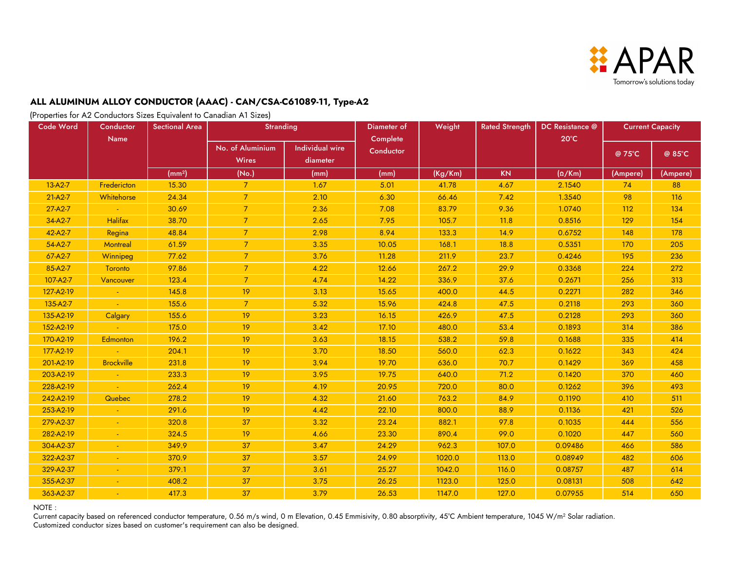## ALL ALUMINUM ALLOY CONDUCTOR (AAAC) - CAN/CSA-C61089-11, Type-A2

(Properties for A2 Conductors Sizes Equivalent to Canadian A1 Sizes)

| Code Word | Conductor Name | Sectional Area | Stranding | | Diameter of Complete Conductor | Weight | Rated Strength | DC Resistance @ 20°C | Current Capacity | |
|---|---|---|---|---|---|---|---|---|---|---|
| | | | No. of Aluminium Wires | Individual wire diameter | | | | | @ 75°C | @ 85°C |
| | | ($mm^2$) | (No.) | (mm) | (mm) | (Kg/Km) | KN | (Ω/Km) | (Ampere) | (Ampere) |
| 13-A2-7 | Fredericton | 15.30 | 7 | 1.67 | 5.01 | 41.78 | 4.67 | 2.1540 | 74 | 88 |
| 21-A2-7 | Whitehorse | 24.34 | 7 | 2.10 | 6.30 | 66.46 | 7.42 | 1.3540 | 98 | 116 |
| 27-A2-7 | - | 30.69 | 7 | 2.36 | 7.08 | 83.79 | 9.36 | 1.0740 | 112 | 134 |
| 34-A2-7 | Halifax | 38.70 | 7 | 2.65 | 7.95 | 105.7 | 11.8 | 0.8516 | 129 | 154 |
| 42-A2-7 | Regina | 48.84 | 7 | 2.98 | 8.94 | 133.3 | 14.9 | 0.6752 | 148 | 178 |
| 54-A2-7 | Montreal | 61.59 | 7 | 3.35 | 10.05 | 168.1 | 18.8 | 0.5351 | 170 | 205 |
| 67-A2-7 | Winnipeg | 77.62 | 7 | 3.76 | 11.28 | 211.9 | 23.7 | 0.4246 | 195 | 236 |
| 85-A2-7 | Toronto | 97.86 | 7 | 4.22 | 12.66 | 267.2 | 29.9 | 0.3368 | 224 | 272 |
| 107-A2-7 | Vancouver | 123.4 | 7 | 4.74 | 14.22 | 336.9 | 37.6 | 0.2671 | 256 | 313 |
| 127-A2-19 | - | 145.8 | 19 | 3.13 | 15.65 | 400.0 | 44.5 | 0.2271 | 282 | 346 |
| 135-A2-7 | - | 155.6 | 7 | 5.32 | 15.96 | 424.8 | 47.5 | 0.2118 | 293 | 360 |
| 135-A2-19 | Calgary | 155.6 | 19 | 3.23 | 16.15 | 426.9 | 47.5 | 0.2128 | 293 | 360 |
| 152-A2-19 | - | 175.0 | 19 | 3.42 | 17.10 | 480.0 | 53.4 | 0.1893 | 314 | 386 |
| 170-A2-19 | Edmonton | 196.2 | 19 | 3.63 | 18.15 | 538.2 | 59.8 | 0.1688 | 335 | 414 |
| 177-A2-19 | - | 204.1 | 19 | 3.70 | 18.50 | 560.0 | 62.3 | 0.1622 | 343 | 424 |
| 201-A2-19 | Brockville | 231.8 | 19 | 3.94 | 19.70 | 636.0 | 70.7 | 0.1429 | 369 | 458 |
| 203-A2-19 | - | 233.3 | 19 | 3.95 | 19.75 | 640.0 | 71.2 | 0.1420 | 370 | 460 |
| 228-A2-19 | - | 262.4 | 19 | 4.19 | 20.95 | 720.0 | 80.0 | 0.1262 | 396 | 493 |
| 242-A2-19 | Quebec | 278.2 | 19 | 4.32 | 21.60 | 763.2 | 84.9 | 0.1190 | 410 | 511 |
| 253-A2-19 | - | 291.6 | 19 | 4.42 | 22.10 | 800.0 | 88.9 | 0.1136 | 421 | 526 |
| 279-A2-37 | - | 320.8 | 37 | 3.32 | 23.24 | 882.1 | 97.8 | 0.1035 | 444 | 556 |
| 282-A2-19 | - | 324.5 | 19 | 4.66 | 23.30 | 890.4 | 99.0 | 0.1020 | 447 | 560 |
| 304-A2-37 | - | 349.9 | 37 | 3.47 | 24.29 | 962.3 | 107.0 | 0.09486 | 466 | 586 |
| 322-A2-37 | - | 370.9 | 37 | 3.57 | 24.99 | 1020.0 | 113.0 | 0.08949 | 482 | 606 |
| 329-A2-37 | - | 379.1 | 37 | 3.61 | 25.27 | 1042.0 | 116.0 | 0.08757 | 487 | 614 |
| 355-A2-37 | - | 408.2 | 37 | 3.75 | 26.25 | 1123.0 | 125.0 | 0.08131 | 508 | 642 |
| 363-A2-37 | - | 417.3 | 37 | 3.79 | 26.53 | 1147.0 | 127.0 | 0.07955 | 514 | 650 |

NOTE :

Current capacity based on referenced conductor temperature, 0.56 m/s wind, 0 m Elevation, 0.45 Emmisivity, 0.80 absorptivity, 45°C Ambient temperature, 1045 W/$m^2$ Solar radiation.

Customized conductor sizes based on customer's requirement can also be designed.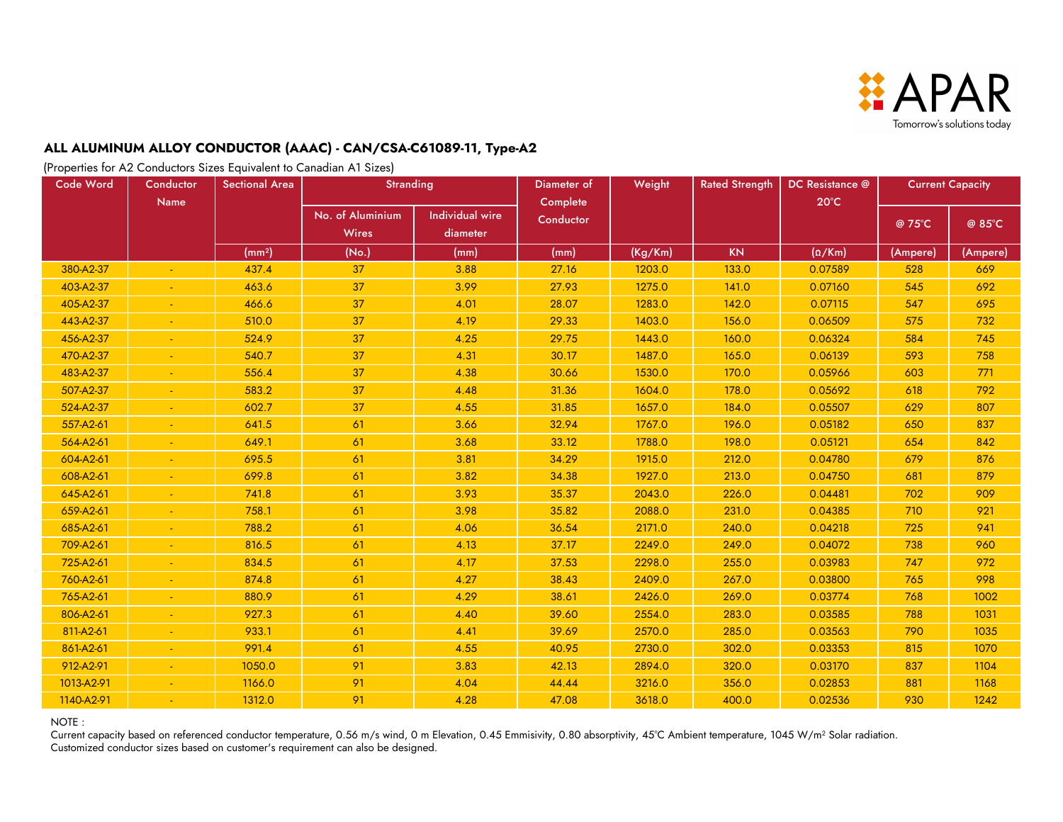## ALL ALUMINUM ALLOY CONDUCTOR (AAAC) - CAN/CSA-C61089-11, Type-A2

(Properties for A2 Conductors Sizes Equivalent to Canadian A1 Sizes)

| Code Word | Conductor Name | Sectional Area | Stranding | | Diameter of Complete Conductor | Weight | Rated Strength | DC Resistance @ 20°C | Current Capacity | |
|---|---|---|---|---|---|---|---|---|---|---|
| | | | No. of Aluminium Wires | Individual wire diameter | | | | | @ 75°C | @ 85°C |
| | | (mm²) | (No.) | (mm) | (mm) | (Kg/Km) | KN | (Ω/Km) | (Ampere) | (Ampere) |
| 380-A2-37 | - | 437.4 | 37 | 3.88 | 27.16 | 1203.0 | 133.0 | 0.07589 | 528 | 669 |
| 403-A2-37 | - | 463.6 | 37 | 3.99 | 27.93 | 1275.0 | 141.0 | 0.07160 | 545 | 692 |
| 405-A2-37 | - | 466.6 | 37 | 4.01 | 28.07 | 1283.0 | 142.0 | 0.07115 | 547 | 695 |
| 443-A2-37 | - | 510.0 | 37 | 4.19 | 29.33 | 1403.0 | 156.0 | 0.06509 | 575 | 732 |
| 456-A2-37 | - | 524.9 | 37 | 4.25 | 29.75 | 1443.0 | 160.0 | 0.06324 | 584 | 745 |
| 470-A2-37 | - | 540.7 | 37 | 4.31 | 30.17 | 1487.0 | 165.0 | 0.06139 | 593 | 758 |
| 483-A2-37 | - | 556.4 | 37 | 4.38 | 30.66 | 1530.0 | 170.0 | 0.05966 | 603 | 771 |
| 507-A2-37 | - | 583.2 | 37 | 4.48 | 31.36 | 1604.0 | 178.0 | 0.05692 | 618 | 792 |
| 524-A2-37 | - | 602.7 | 37 | 4.55 | 31.85 | 1657.0 | 184.0 | 0.05507 | 629 | 807 |
| 557-A2-61 | - | 641.5 | 61 | 3.66 | 32.94 | 1767.0 | 196.0 | 0.05182 | 650 | 837 |
| 564-A2-61 | - | 649.1 | 61 | 3.68 | 33.12 | 1788.0 | 198.0 | 0.05121 | 654 | 842 |
| 604-A2-61 | - | 695.5 | 61 | 3.81 | 34.29 | 1915.0 | 212.0 | 0.04780 | 679 | 876 |
| 608-A2-61 | - | 699.8 | 61 | 3.82 | 34.38 | 1927.0 | 213.0 | 0.04750 | 681 | 879 |
| 645-A2-61 | - | 741.8 | 61 | 3.93 | 35.37 | 2043.0 | 226.0 | 0.04481 | 702 | 909 |
| 659-A2-61 | - | 758.1 | 61 | 3.98 | 35.82 | 2088.0 | 231.0 | 0.04385 | 710 | 921 |
| 685-A2-61 | - | 788.2 | 61 | 4.06 | 36.54 | 2171.0 | 240.0 | 0.04218 | 725 | 941 |
| 709-A2-61 | - | 816.5 | 61 | 4.13 | 37.17 | 2249.0 | 249.0 | 0.04072 | 738 | 960 |
| 725-A2-61 | - | 834.5 | 61 | 4.17 | 37.53 | 2298.0 | 255.0 | 0.03983 | 747 | 972 |
| 760-A2-61 | - | 874.8 | 61 | 4.27 | 38.43 | 2409.0 | 267.0 | 0.03800 | 765 | 998 |
| 765-A2-61 | - | 880.9 | 61 | 4.29 | 38.61 | 2426.0 | 269.0 | 0.03774 | 768 | 1002 |
| 806-A2-61 | - | 927.3 | 61 | 4.40 | 39.60 | 2554.0 | 283.0 | 0.03585 | 788 | 1031 |
| 811-A2-61 | - | 933.1 | 61 | 4.41 | 39.69 | 2570.0 | 285.0 | 0.03563 | 790 | 1035 |
| 861-A2-61 | - | 991.4 | 61 | 4.55 | 40.95 | 2730.0 | 302.0 | 0.03353 | 815 | 1070 |
| 912-A2-91 | - | 1050.0 | 91 | 3.83 | 42.13 | 2894.0 | 320.0 | 0.03170 | 837 | 1104 |
| 1013-A2-91 | - | 1166.0 | 91 | 4.04 | 44.44 | 3216.0 | 356.0 | 0.02853 | 881 | 1168 |
| 1140-A2-91 | - | 1312.0 | 91 | 4.28 | 47.08 | 3618.0 | 400.0 | 0.02536 | 930 | 1242 |

NOTE :

Current capacity based on referenced conductor temperature, 0.56 m/s wind, 0 m Elevation, 0.45 Emmisivity, 0.80 absorptivity, 45°C Ambient temperature, 1045 W/m² Solar radiation.

Customized conductor sizes based on customer's requirement can also be designed.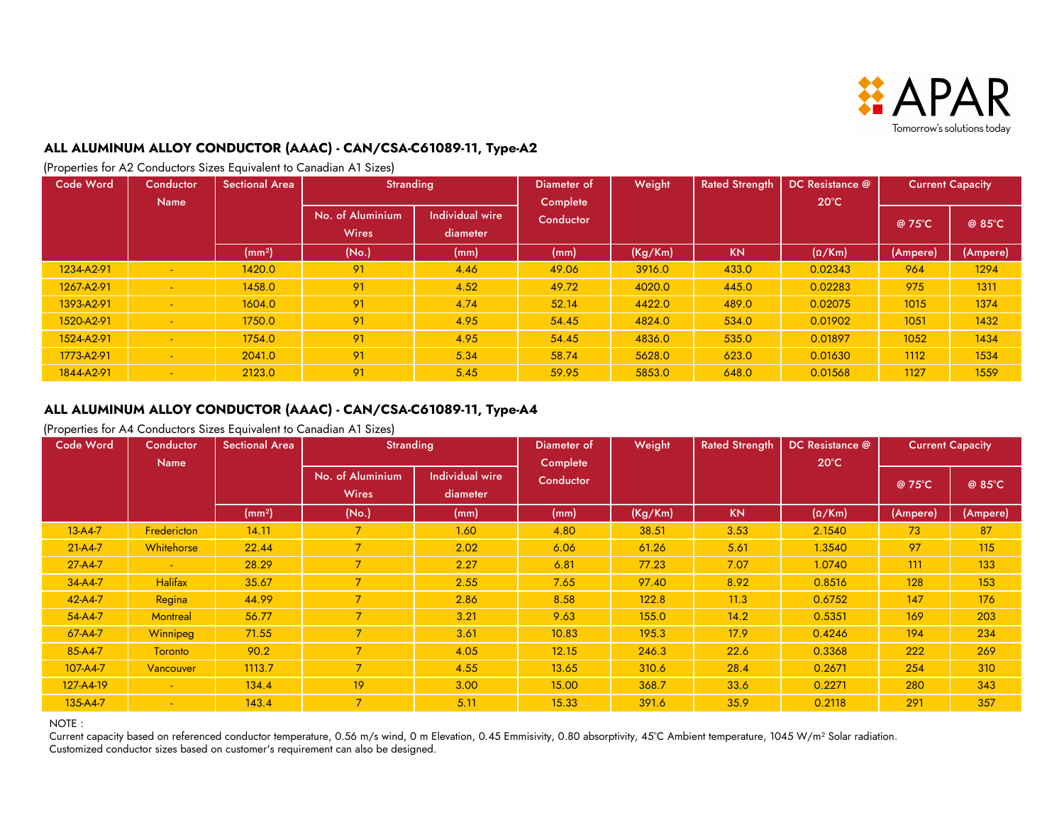## ALL ALUMINUM ALLOY CONDUCTOR (AAAC) - CAN/CSA-C61089-11, Type-A2

(Properties for A2 Conductors Sizes Equivalent to Canadian A1 Sizes)

| Code Word | Conductor Name | Sectional Area | Stranding | | Diameter of Complete Conductor | Weight | Rated Strength | DC Resistance @ 20°C | Current Capacity | |
|---|---|---|---|---|---|---|---|---|---|---|
| | | | No. of Aluminium Wires | Individual wire diameter | | | | | @ 75°C | @ 85°C |
| | | (mm²) | (No.) | (mm) | (mm) | (Kg/Km) | KN | (Ω/Km) | (Ampere) | (Ampere) |
| 1234-A2-91 | - | 1420.0 | 91 | 4.46 | 49.06 | 3916.0 | 433.0 | 0.02343 | 964 | 1294 |
| 1267-A2-91 | - | 1458.0 | 91 | 4.52 | 49.72 | 4020.0 | 445.0 | 0.02283 | 975 | 1311 |
| 1393-A2-91 | - | 1604.0 | 91 | 4.74 | 52.14 | 4422.0 | 489.0 | 0.02075 | 1015 | 1374 |
| 1520-A2-91 | - | 1750.0 | 91 | 4.95 | 54.45 | 4824.0 | 534.0 | 0.01902 | 1051 | 1432 |
| 1524-A2-91 | - | 1754.0 | 91 | 4.95 | 54.45 | 4836.0 | 535.0 | 0.01897 | 1052 | 1434 |
| 1773-A2-91 | - | 2041.0 | 91 | 5.34 | 58.74 | 5628.0 | 623.0 | 0.01630 | 1112 | 1534 |
| 1844-A2-91 | - | 2123.0 | 91 | 5.45 | 59.95 | 5853.0 | 648.0 | 0.01568 | 1127 | 1559 |

## ALL ALUMINUM ALLOY CONDUCTOR (AAAC) - CAN/CSA-C61089-11, Type-A4

(Properties for A4 Conductors Sizes Equivalent to Canadian A1 Sizes)

| Code Word | Conductor Name | Sectional Area | Stranding | | Diameter of Complete Conductor | Weight | Rated Strength | DC Resistance @ 20°C | Current Capacity | |
|---|---|---|---|---|---|---|---|---|---|---|
| | | | No. of Aluminium Wires | Individual wire diameter | | | | | @ 75°C | @ 85°C |
| | | (mm²) | (No.) | (mm) | (mm) | (Kg/Km) | KN | (Ω/Km) | (Ampere) | (Ampere) |
| 13-A4-7 | Fredericton | 14.11 | 7 | 1.60 | 4.80 | 38.51 | 3.53 | 2.1540 | 73 | 87 |
| 21-A4-7 | Whitehorse | 22.44 | 7 | 2.02 | 6.06 | 61.26 | 5.61 | 1.3540 | 97 | 115 |
| 27-A4-7 | - | 28.29 | 7 | 2.27 | 6.81 | 77.23 | 7.07 | 1.0740 | 111 | 133 |
| 34-A4-7 | Halifax | 35.67 | 7 | 2.55 | 7.65 | 97.40 | 8.92 | 0.8516 | 128 | 153 |
| 42-A4-7 | Regina | 44.99 | 7 | 2.86 | 8.58 | 122.8 | 11.3 | 0.6752 | 147 | 176 |
| 54-A4-7 | Montreal | 56.77 | 7 | 3.21 | 9.63 | 155.0 | 14.2 | 0.5351 | 169 | 203 |
| 67-A4-7 | Winnipeg | 71.55 | 7 | 3.61 | 10.83 | 195.3 | 17.9 | 0.4246 | 194 | 234 |
| 85-A4-7 | Toronto | 90.2 | 7 | 4.05 | 12.15 | 246.3 | 22.6 | 0.3368 | 222 | 269 |
| 107-A4-7 | Vancouver | 1113.7 | 7 | 4.55 | 13.65 | 310.6 | 28.4 | 0.2671 | 254 | 310 |
| 127-A4-19 | - | 134.4 | 19 | 3.00 | 15.00 | 368.7 | 33.6 | 0.2271 | 280 | 343 |
| 135-A4-7 | - | 143.4 | 7 | 5.11 | 15.33 | 391.6 | 35.9 | 0.2118 | 291 | 357 |

NOTE :

Current capacity based on referenced conductor temperature, 0.56 m/s wind, 0 m Elevation, 0.45 Emmisivity, 0.80 absorptivity, 45°C Ambient temperature, 1045 W/m² Solar radiation.

Customized conductor sizes based on customer's requirement can also be designed.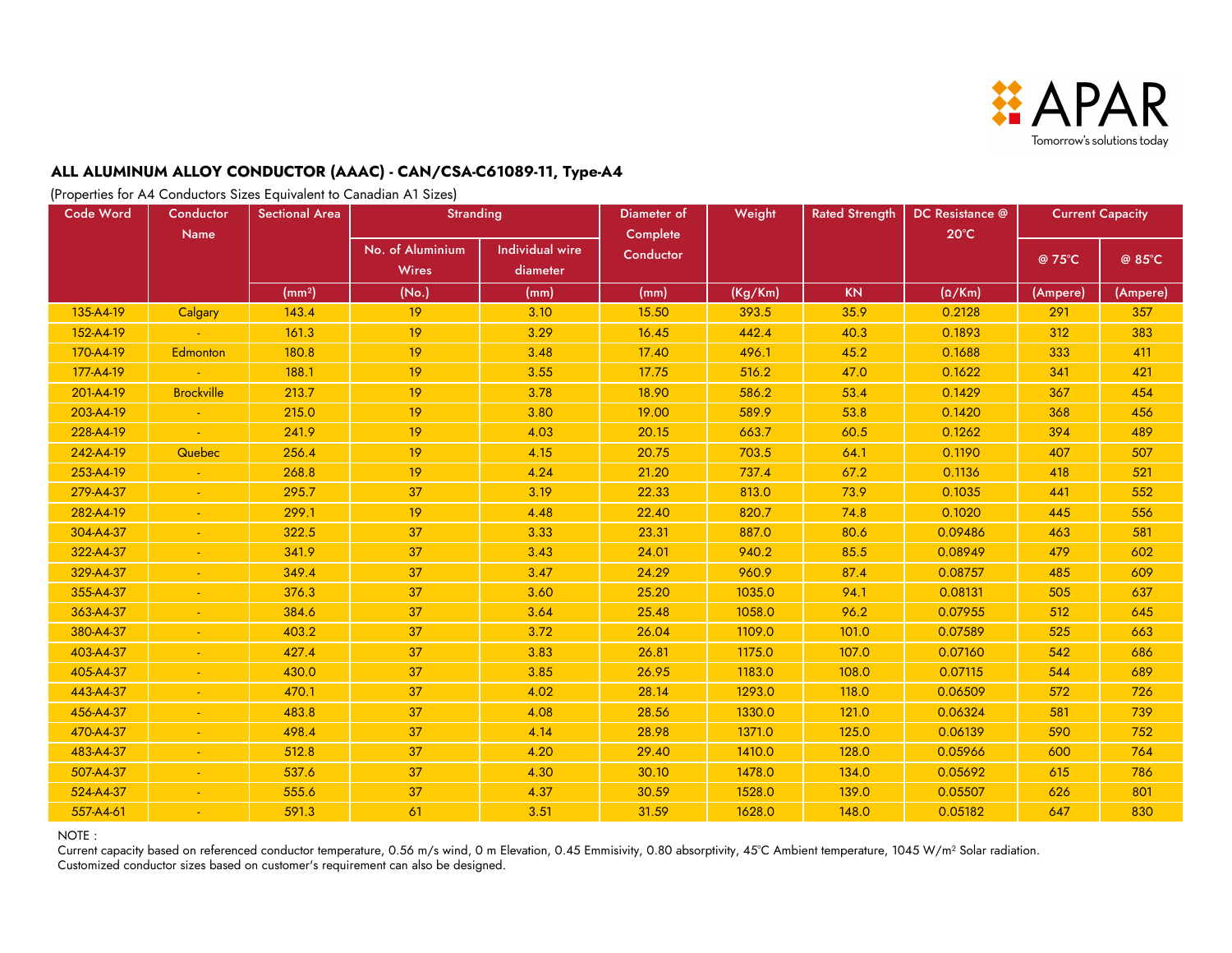## ALL ALUMINUM ALLOY CONDUCTOR (AAAC) - CAN/CSA-C61089-11, Type-A4

(Properties for A4 Conductors Sizes Equivalent to Canadian A1 Sizes)

| Code Word | Conductor Name | Sectional Area | Stranding | | Diameter of Complete Conductor | Weight | Rated Strength | DC Resistance @ 20°C | Current Capacity | |
|---|---|---|---|---|---|---|---|---|---|---|
| | | | No. of Aluminium Wires | Individual wire diameter | | | | | @ 75°C | @ 85°C |
| | | (mm²) | (No.) | (mm) | (mm) | (Kg/Km) | KN | (Ω/Km) | (Ampere) | (Ampere) |
| 135-A4-19 | Calgary | 143.4 | 19 | 3.10 | 15.50 | 393.5 | 35.9 | 0.2128 | 291 | 357 |
| 152-A4-19 | - | 161.3 | 19 | 3.29 | 16.45 | 442.4 | 40.3 | 0.1893 | 312 | 383 |
| 170-A4-19 | Edmonton | 180.8 | 19 | 3.48 | 17.40 | 496.1 | 45.2 | 0.1688 | 333 | 411 |
| 177-A4-19 | - | 188.1 | 19 | 3.55 | 17.75 | 516.2 | 47.0 | 0.1622 | 341 | 421 |
| 201-A4-19 | Brockville | 213.7 | 19 | 3.78 | 18.90 | 586.2 | 53.4 | 0.1429 | 367 | 454 |
| 203-A4-19 | - | 215.0 | 19 | 3.80 | 19.00 | 589.9 | 53.8 | 0.1420 | 368 | 456 |
| 228-A4-19 | - | 241.9 | 19 | 4.03 | 20.15 | 663.7 | 60.5 | 0.1262 | 394 | 489 |
| 242-A4-19 | Quebec | 256.4 | 19 | 4.15 | 20.75 | 703.5 | 64.1 | 0.1190 | 407 | 507 |
| 253-A4-19 | - | 268.8 | 19 | 4.24 | 21.20 | 737.4 | 67.2 | 0.1136 | 418 | 521 |
| 279-A4-37 | - | 295.7 | 37 | 3.19 | 22.33 | 813.0 | 73.9 | 0.1035 | 441 | 552 |
| 282-A4-19 | - | 299.1 | 19 | 4.48 | 22.40 | 820.7 | 74.8 | 0.1020 | 445 | 556 |
| 304-A4-37 | - | 322.5 | 37 | 3.33 | 23.31 | 887.0 | 80.6 | 0.09486 | 463 | 581 |
| 322-A4-37 | - | 341.9 | 37 | 3.43 | 24.01 | 940.2 | 85.5 | 0.08949 | 479 | 602 |
| 329-A4-37 | - | 349.4 | 37 | 3.47 | 24.29 | 960.9 | 87.4 | 0.08757 | 485 | 609 |
| 355-A4-37 | - | 376.3 | 37 | 3.60 | 25.20 | 1035.0 | 94.1 | 0.08131 | 505 | 637 |
| 363-A4-37 | - | 384.6 | 37 | 3.64 | 25.48 | 1058.0 | 96.2 | 0.07955 | 512 | 645 |
| 380-A4-37 | - | 403.2 | 37 | 3.72 | 26.04 | 1109.0 | 101.0 | 0.07589 | 525 | 663 |
| 403-A4-37 | - | 427.4 | 37 | 3.83 | 26.81 | 1175.0 | 107.0 | 0.07160 | 542 | 686 |
| 405-A4-37 | - | 430.0 | 37 | 3.85 | 26.95 | 1183.0 | 108.0 | 0.07115 | 544 | 689 |
| 443-A4-37 | - | 470.1 | 37 | 4.02 | 28.14 | 1293.0 | 118.0 | 0.06509 | 572 | 726 |
| 456-A4-37 | - | 483.8 | 37 | 4.08 | 28.56 | 1330.0 | 121.0 | 0.06324 | 581 | 739 |
| 470-A4-37 | - | 498.4 | 37 | 4.14 | 28.98 | 1371.0 | 125.0 | 0.06139 | 590 | 752 |
| 483-A4-37 | - | 512.8 | 37 | 4.20 | 29.40 | 1410.0 | 128.0 | 0.05966 | 600 | 764 |
| 507-A4-37 | - | 537.6 | 37 | 4.30 | 30.10 | 1478.0 | 134.0 | 0.05692 | 615 | 786 |
| 524-A4-37 | - | 555.6 | 37 | 4.37 | 30.59 | 1528.0 | 139.0 | 0.05507 | 626 | 801 |
| 557-A4-61 | - | 591.3 | 61 | 3.51 | 31.59 | 1628.0 | 148.0 | 0.05182 | 647 | 830 |

NOTE :
Current capacity based on referenced conductor temperature, 0.56 m/s wind, 0 m Elevation, 0.45 Emmisivity, 0.80 absorptivity, 45°C Ambient temperature, 1045 W/m² Solar radiation.
Customized conductor sizes based on customer's requirement can also be designed.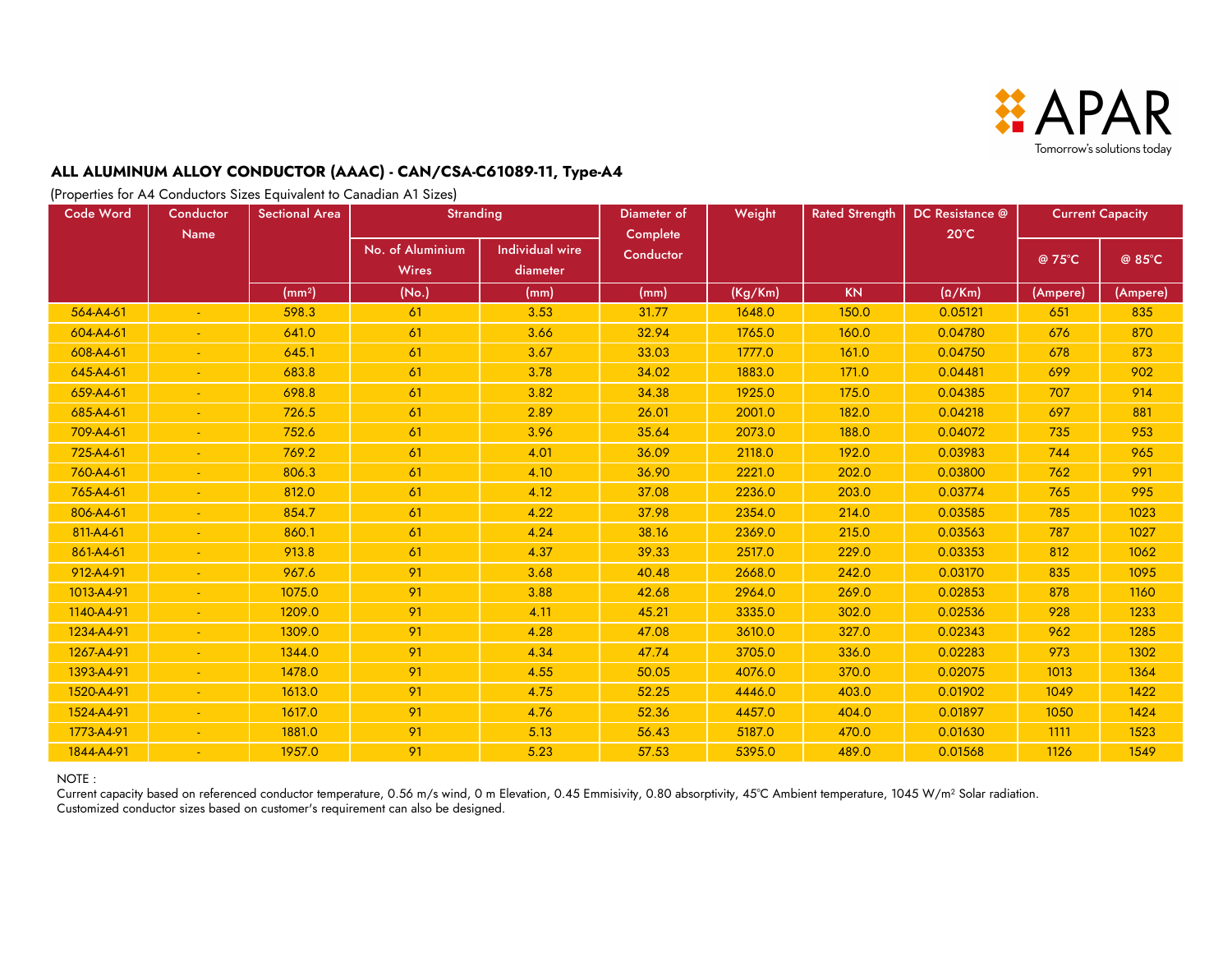## ALL ALUMINUM ALLOY CONDUCTOR (AAAC) - CAN/CSA-C61089-11, Type-A4

(Properties for A4 Conductors Sizes Equivalent to Canadian A1 Sizes)

| Code Word | Conductor Name | Sectional Area | Stranding | | Diameter of Complete Conductor | Weight | Rated Strength | DC Resistance @ 20°C | Current Capacity | |
|---|---|---|---|---|---|---|---|---|---|---|
| | | | No. of Aluminium Wires | Individual wire diameter | | | | | @ 75°C | @ 85°C |
| | | ($mm^2$) | (No.) | (mm) | (mm) | (Kg/Km) | KN | (Ω/Km) | (Ampere) | (Ampere) |
| 564-A4-61 | - | 598.3 | 61 | 3.53 | 31.77 | 1648.0 | 150.0 | 0.05121 | 651 | 835 |
| 604-A4-61 | - | 641.0 | 61 | 3.66 | 32.94 | 1765.0 | 160.0 | 0.04780 | 676 | 870 |
| 608-A4-61 | - | 645.1 | 61 | 3.67 | 33.03 | 1777.0 | 161.0 | 0.04750 | 678 | 873 |
| 645-A4-61 | - | 683.8 | 61 | 3.78 | 34.02 | 1883.0 | 171.0 | 0.04481 | 699 | 902 |
| 659-A4-61 | - | 698.8 | 61 | 3.82 | 34.38 | 1925.0 | 175.0 | 0.04385 | 707 | 914 |
| 685-A4-61 | - | 726.5 | 61 | 2.89 | 26.01 | 2001.0 | 182.0 | 0.04218 | 697 | 881 |
| 709-A4-61 | - | 752.6 | 61 | 3.96 | 35.64 | 2073.0 | 188.0 | 0.04072 | 735 | 953 |
| 725-A4-61 | - | 769.2 | 61 | 4.01 | 36.09 | 2118.0 | 192.0 | 0.03983 | 744 | 965 |
| 760-A4-61 | - | 806.3 | 61 | 4.10 | 36.90 | 2221.0 | 202.0 | 0.03800 | 762 | 991 |
| 765-A4-61 | - | 812.0 | 61 | 4.12 | 37.08 | 2236.0 | 203.0 | 0.03774 | 765 | 995 |
| 806-A4-61 | - | 854.7 | 61 | 4.22 | 37.98 | 2354.0 | 214.0 | 0.03585 | 785 | 1023 |
| 811-A4-61 | - | 860.1 | 61 | 4.24 | 38.16 | 2369.0 | 215.0 | 0.03563 | 787 | 1027 |
| 861-A4-61 | - | 913.8 | 61 | 4.37 | 39.33 | 2517.0 | 229.0 | 0.03353 | 812 | 1062 |
| 912-A4-91 | - | 967.6 | 91 | 3.68 | 40.48 | 2668.0 | 242.0 | 0.03170 | 835 | 1095 |
| 1013-A4-91 | - | 1075.0 | 91 | 3.88 | 42.68 | 2964.0 | 269.0 | 0.02853 | 878 | 1160 |
| 1140-A4-91 | - | 1209.0 | 91 | 4.11 | 45.21 | 3335.0 | 302.0 | 0.02536 | 928 | 1233 |
| 1234-A4-91 | - | 1309.0 | 91 | 4.28 | 47.08 | 3610.0 | 327.0 | 0.02343 | 962 | 1285 |
| 1267-A4-91 | - | 1344.0 | 91 | 4.34 | 47.74 | 3705.0 | 336.0 | 0.02283 | 973 | 1302 |
| 1393-A4-91 | - | 1478.0 | 91 | 4.55 | 50.05 | 4076.0 | 370.0 | 0.02075 | 1013 | 1364 |
| 1520-A4-91 | - | 1613.0 | 91 | 4.75 | 52.25 | 4446.0 | 403.0 | 0.01902 | 1049 | 1422 |
| 1524-A4-91 | - | 1617.0 | 91 | 4.76 | 52.36 | 4457.0 | 404.0 | 0.01897 | 1050 | 1424 |
| 1773-A4-91 | - | 1881.0 | 91 | 5.13 | 56.43 | 5187.0 | 470.0 | 0.01630 | 1111 | 1523 |
| 1844-A4-91 | - | 1957.0 | 91 | 5.23 | 57.53 | 5395.0 | 489.0 | 0.01568 | 1126 | 1549 |

NOTE :
Current capacity based on referenced conductor temperature, 0.56 m/s wind, 0 m Elevation, 0.45 Emmisivity, 0.80 absorptivity, 45°C Ambient temperature, 1045 W/$m^2$ Solar radiation.
Customized conductor sizes based on customer's requirement can also be designed.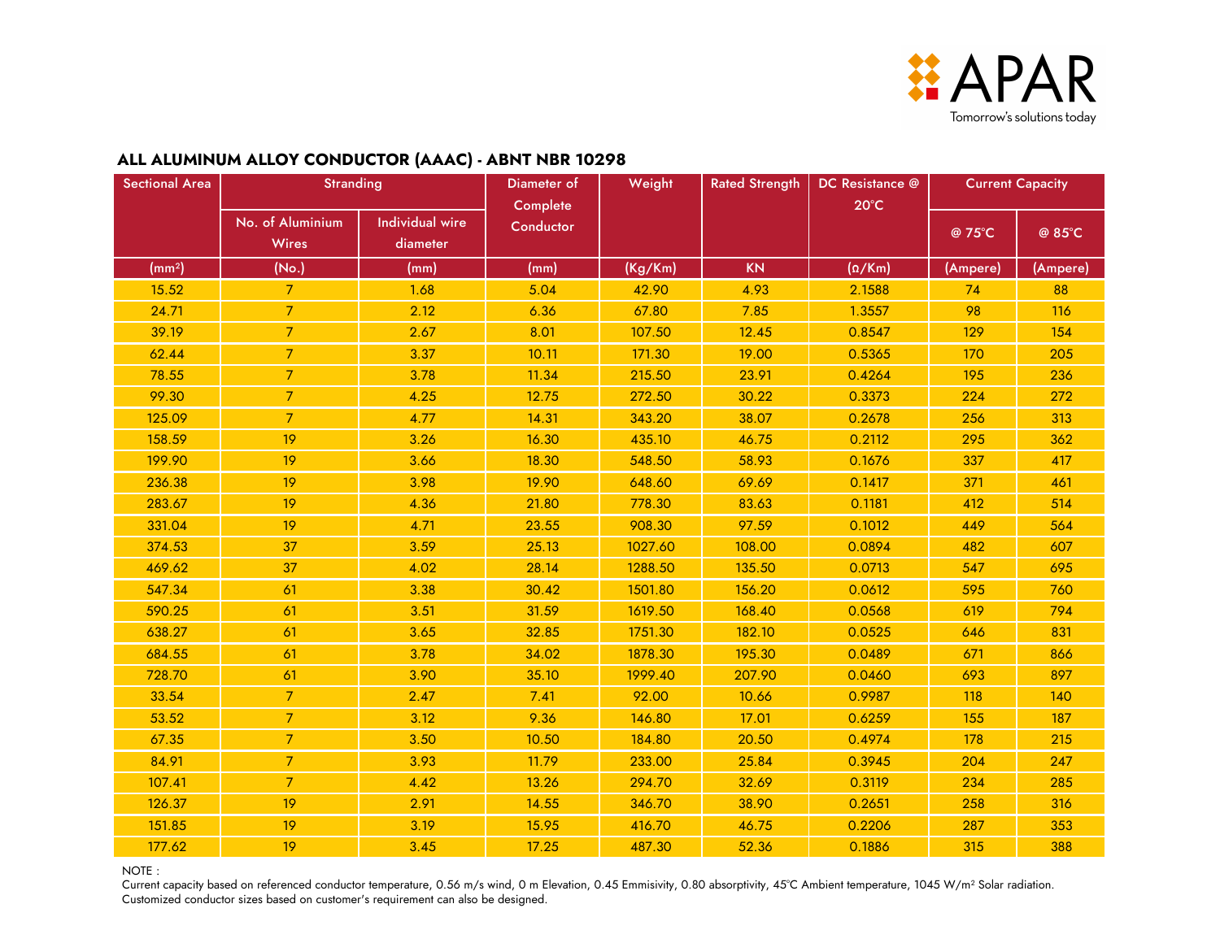APAR

Tomorrow's solutions today

## ALL ALUMINUM ALLOY CONDUCTOR (AAAC) - ABNT NBR 10298

| Sectional Area | Stranding | | Diameter of Complete Conductor | Weight | Rated Strength | DC Resistance @ 20°C | Current Capacity | |
|---|---|---|---|---|---|---|---|---|
| | No. of Aluminium Wires | Individual wire diameter | | | | | @ 75°C | @ 85°C |
| (mm²) | (No.) | (mm) | (mm) | (Kg/Km) | KN | (Ω/Km) | (Ampere) | (Ampere) |
| 15.52 | 7 | 1.68 | 5.04 | 42.90 | 4.93 | 2.1588 | 74 | 88 |
| 24.71 | 7 | 2.12 | 6.36 | 67.80 | 7.85 | 1.3557 | 98 | 116 |
| 39.19 | 7 | 2.67 | 8.01 | 107.50 | 12.45 | 0.8547 | 129 | 154 |
| 62.44 | 7 | 3.37 | 10.11 | 171.30 | 19.00 | 0.5365 | 170 | 205 |
| 78.55 | 7 | 3.78 | 11.34 | 215.50 | 23.91 | 0.4264 | 195 | 236 |
| 99.30 | 7 | 4.25 | 12.75 | 272.50 | 30.22 | 0.3373 | 224 | 272 |
| 125.09 | 7 | 4.77 | 14.31 | 343.20 | 38.07 | 0.2678 | 256 | 313 |
| 158.59 | 19 | 3.26 | 16.30 | 435.10 | 46.75 | 0.2112 | 295 | 362 |
| 199.90 | 19 | 3.66 | 18.30 | 548.50 | 58.93 | 0.1676 | 337 | 417 |
| 236.38 | 19 | 3.98 | 19.90 | 648.60 | 69.69 | 0.1417 | 371 | 461 |
| 283.67 | 19 | 4.36 | 21.80 | 778.30 | 83.63 | 0.1181 | 412 | 514 |
| 331.04 | 19 | 4.71 | 23.55 | 908.30 | 97.59 | 0.1012 | 449 | 564 |
| 374.53 | 37 | 3.59 | 25.13 | 1027.60 | 108.00 | 0.0894 | 482 | 607 |
| 469.62 | 37 | 4.02 | 28.14 | 1288.50 | 135.50 | 0.0713 | 547 | 695 |
| 547.34 | 61 | 3.38 | 30.42 | 1501.80 | 156.20 | 0.0612 | 595 | 760 |
| 590.25 | 61 | 3.51 | 31.59 | 1619.50 | 168.40 | 0.0568 | 619 | 794 |
| 638.27 | 61 | 3.65 | 32.85 | 1751.30 | 182.10 | 0.0525 | 646 | 831 |
| 684.55 | 61 | 3.78 | 34.02 | 1878.30 | 195.30 | 0.0489 | 671 | 866 |
| 728.70 | 61 | 3.90 | 35.10 | 1999.40 | 207.90 | 0.0460 | 693 | 897 |
| 33.54 | 7 | 2.47 | 7.41 | 92.00 | 10.66 | 0.9987 | 118 | 140 |
| 53.52 | 7 | 3.12 | 9.36 | 146.80 | 17.01 | 0.6259 | 155 | 187 |
| 67.35 | 7 | 3.50 | 10.50 | 184.80 | 20.50 | 0.4974 | 178 | 215 |
| 84.91 | 7 | 3.93 | 11.79 | 233.00 | 25.84 | 0.3945 | 204 | 247 |
| 107.41 | 7 | 4.42 | 13.26 | 294.70 | 32.69 | 0.3119 | 234 | 285 |
| 126.37 | 19 | 2.91 | 14.55 | 346.70 | 38.90 | 0.2651 | 258 | 316 |
| 151.85 | 19 | 3.19 | 15.95 | 416.70 | 46.75 | 0.2206 | 287 | 353 |
| 177.62 | 19 | 3.45 | 17.25 | 487.30 | 52.36 | 0.1886 | 315 | 388 |

NOTE :

Current capacity based on referenced conductor temperature, 0.56 m/s wind, 0 m Elevation, 0.45 Emmisivity, 0.80 absorptpivity, 45°C Ambient temperature, 1045 W/m² Solar radiation.
Customized conductor sizes based on customer's requirement can also be designed.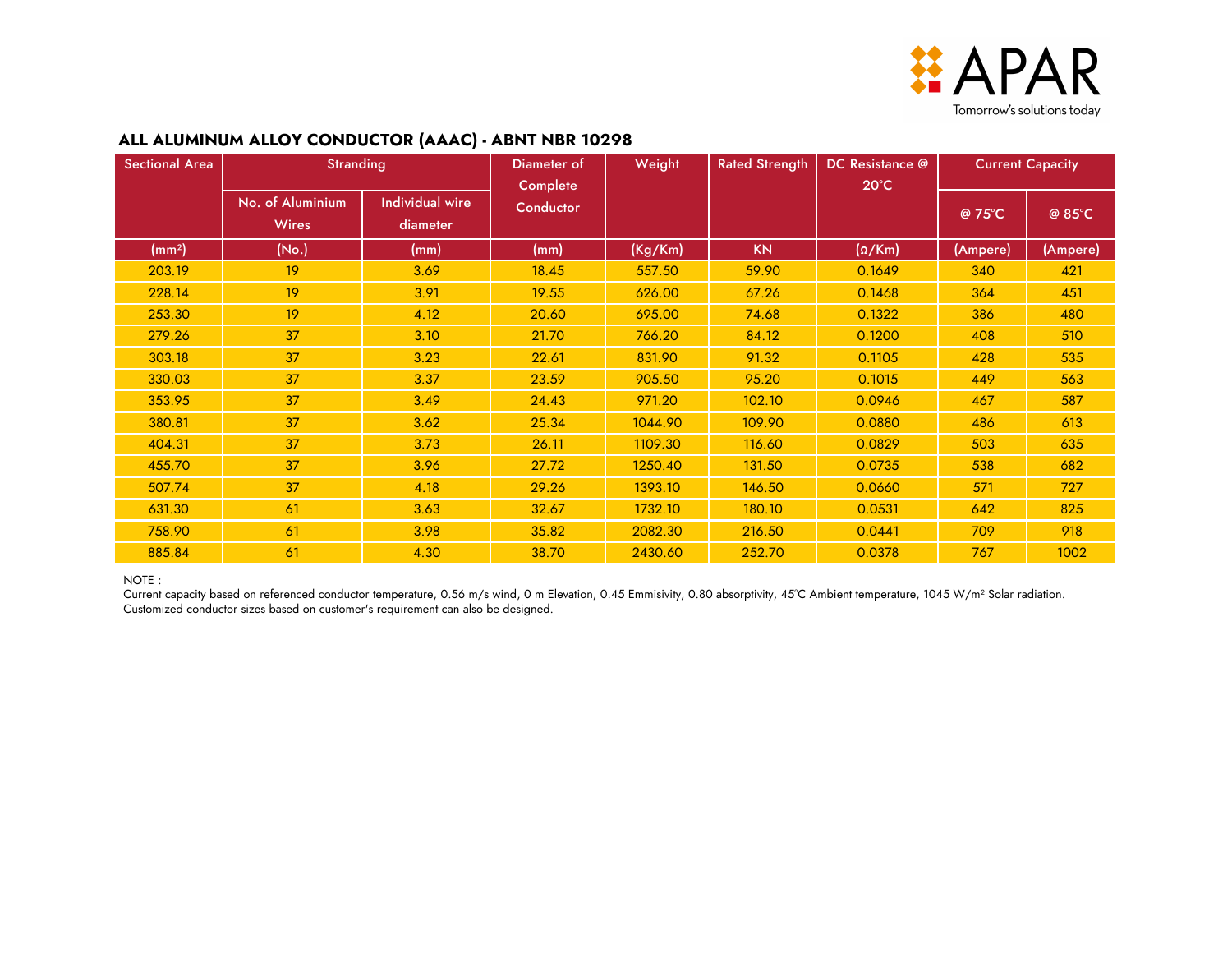## ALL ALUMINUM ALLOY CONDUCTOR (AAAC) - ABNT NBR 10298

| Sectional Area | Stranding | | Diameter of Complete Conductor | Weight | Rated Strength | DC Resistance @ 20°C | Current Capacity | |
|---|---|---|---|---|---|---|---|---|
| | No. of Aluminium Wires | Individual wire diameter | | | | | @ 75°C | @ 85°C |
| ($mm^2$) | (No.) | (mm) | (mm) | (Kg/Km) | KN | (Ω/Km) | (Ampere) | (Ampere) |
| 203.19 | 19 | 3.69 | 18.45 | 557.50 | 59.90 | 0.1649 | 340 | 421 |
| 228.14 | 19 | 3.91 | 19.55 | 626.00 | 67.26 | 0.1468 | 364 | 451 |
| 253.30 | 19 | 4.12 | 20.60 | 695.00 | 74.68 | 0.1322 | 386 | 480 |
| 279.26 | 37 | 3.10 | 21.70 | 766.20 | 84.12 | 0.1200 | 408 | 510 |
| 303.18 | 37 | 3.23 | 22.61 | 831.90 | 91.32 | 0.1105 | 428 | 535 |
| 330.03 | 37 | 3.37 | 23.59 | 905.50 | 95.20 | 0.1015 | 449 | 563 |
| 353.95 | 37 | 3.49 | 24.43 | 971.20 | 102.10 | 0.0946 | 467 | 587 |
| 380.81 | 37 | 3.62 | 25.34 | 1044.90 | 109.90 | 0.0880 | 486 | 613 |
| 404.31 | 37 | 3.73 | 26.11 | 1109.30 | 116.60 | 0.0829 | 503 | 635 |
| 455.70 | 37 | 3.96 | 27.72 | 1250.40 | 131.50 | 0.0735 | 538 | 682 |
| 507.74 | 37 | 4.18 | 29.26 | 1393.10 | 146.50 | 0.0660 | 571 | 727 |
| 631.30 | 61 | 3.63 | 32.67 | 1732.10 | 180.10 | 0.0531 | 642 | 825 |
| 758.90 | 61 | 3.98 | 35.82 | 2082.30 | 216.50 | 0.0441 | 709 | 918 |
| 885.84 | 61 | 4.30 | 38.70 | 2430.60 | 252.70 | 0.0378 | 767 | 1002 |

NOTE :
Current capacity based on referenced conductor temperature, 0.56 m/s wind, 0 m Elevation, 0.45 Emmisivity, 0.80 absorptivity, 45°C Ambient temperature, 1045 W/$m^2$ Solar radiation.
Customized conductor sizes based on customer's requirement can also be designed.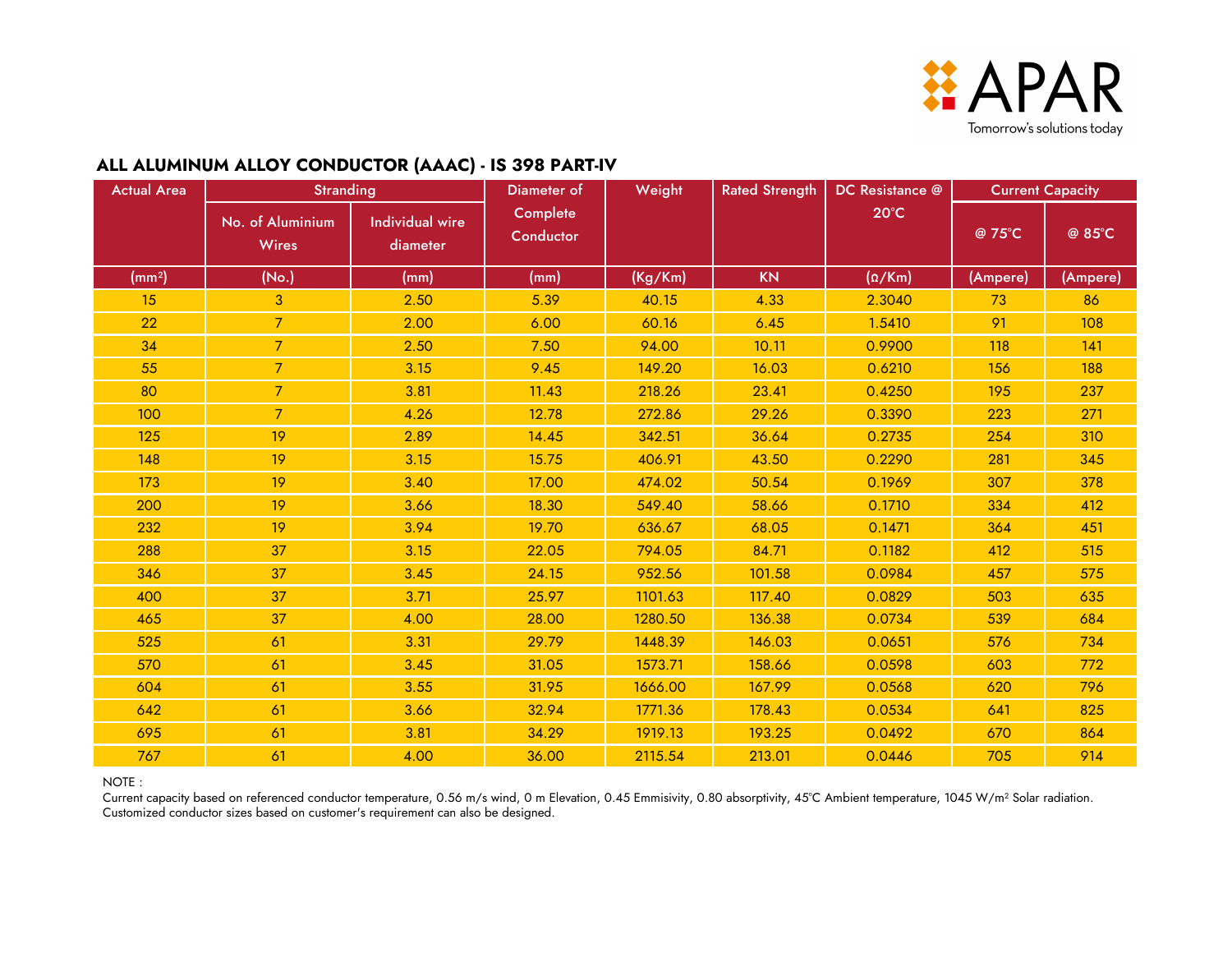APAR
Tomorrow's solutions today

## ALL ALUMINUM ALLOY CONDUCTOR (AAAC) - IS 398 PART-IV

| Actual Area | Stranding | | Diameter of Complete Conductor | Weight | Rated Strength | DC Resistance @ 20°C | Current Capacity | |
|---|---|---|---|---|---|---|---|---|
| | No. of Aluminium Wires | Individual wire diameter | | | | | @ 75°C | @ 85°C |
| ($mm^2$) | (No.) | (mm) | (mm) | (Kg/Km) | KN | (Ω/Km) | (Ampere) | (Ampere) |
| 15 | 3 | 2.50 | 5.39 | 40.15 | 4.33 | 2.3040 | 73 | 86 |
| 22 | 7 | 2.00 | 6.00 | 60.16 | 6.45 | 1.5410 | 91 | 108 |
| 34 | 7 | 2.50 | 7.50 | 94.00 | 10.11 | 0.9900 | 118 | 141 |
| 55 | 7 | 3.15 | 9.45 | 149.20 | 16.03 | 0.6210 | 156 | 188 |
| 80 | 7 | 3.81 | 11.43 | 218.26 | 23.41 | 0.4250 | 195 | 237 |
| 100 | 7 | 4.26 | 12.78 | 272.86 | 29.26 | 0.3390 | 223 | 271 |
| 125 | 19 | 2.89 | 14.45 | 342.51 | 36.64 | 0.2735 | 254 | 310 |
| 148 | 19 | 3.15 | 15.75 | 406.91 | 43.50 | 0.2290 | 281 | 345 |
| 173 | 19 | 3.40 | 17.00 | 474.02 | 50.54 | 0.1969 | 307 | 378 |
| 200 | 19 | 3.66 | 18.30 | 549.40 | 58.66 | 0.1710 | 334 | 412 |
| 232 | 19 | 3.94 | 19.70 | 636.67 | 68.05 | 0.1471 | 364 | 451 |
| 288 | 37 | 3.15 | 22.05 | 794.05 | 84.71 | 0.1182 | 412 | 515 |
| 346 | 37 | 3.45 | 24.15 | 952.56 | 101.58 | 0.0984 | 457 | 575 |
| 400 | 37 | 3.71 | 25.97 | 1101.63 | 117.40 | 0.0829 | 503 | 635 |
| 465 | 37 | 4.00 | 28.00 | 1280.50 | 136.38 | 0.0734 | 539 | 684 |
| 525 | 61 | 3.31 | 29.79 | 1448.39 | 146.03 | 0.0651 | 576 | 734 |
| 570 | 61 | 3.45 | 31.05 | 1573.71 | 158.66 | 0.0598 | 603 | 772 |
| 604 | 61 | 3.55 | 31.95 | 1666.00 | 167.99 | 0.0568 | 620 | 796 |
| 642 | 61 | 3.66 | 32.94 | 1771.36 | 178.43 | 0.0534 | 641 | 825 |
| 695 | 61 | 3.81 | 34.29 | 1919.13 | 193.25 | 0.0492 | 670 | 864 |
| 767 | 61 | 4.00 | 36.00 | 2115.54 | 213.01 | 0.0446 | 705 | 914 |

NOTE :
Current capacity based on referenced conductor temperature, 0.56 m/s wind, 0 m Elevation, 0.45 Emmisivity, 0.80 absorptivity, 45°C Ambient temperature, 1045 W/$m^2$ Solar radiation.
Customized conductor sizes based on customer's requirement can also be designed.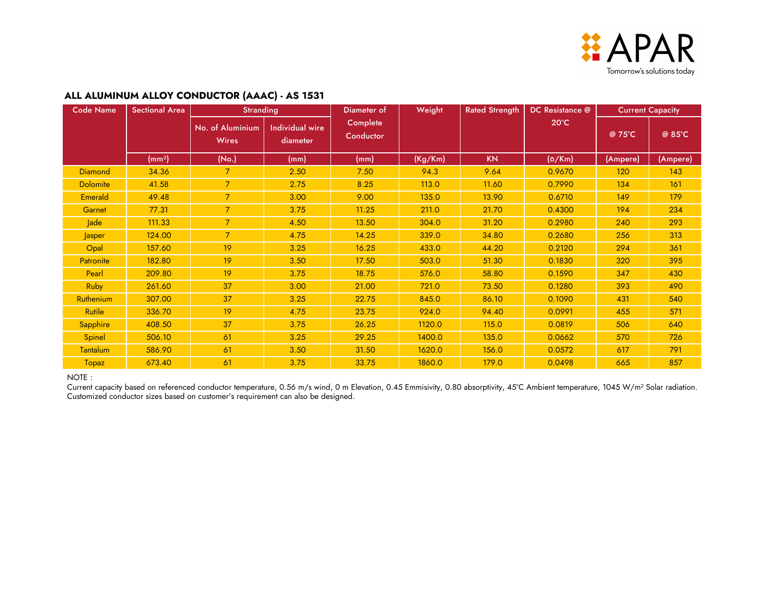APAR
Tomorrow's solutions today

## ALL ALUMINUM ALLOY CONDUCTOR (AAAC) - AS 1531

| Code Name | Sectional Area | Stranding | | Diameter of Complete Conductor | Weight | Rated Strength | DC Resistance @ 20°C | Current Capacity | |
|---|---|---|---|---|---|---|---|---|---|
| | | No. of Aluminium Wires | Individual wire diameter | | | | | @ 75°C | @ 85°C |
| | ($mm^2$) | (No.) | (mm) | (mm) | (Kg/Km) | KN | (Ω/Km) | (Ampere) | (Ampere) |
| Diamond | 34.36 | 7 | 2.50 | 7.50 | 94.3 | 9.64 | 0.9670 | 120 | 143 |
| Dolomite | 41.58 | 7 | 2.75 | 8.25 | 113.0 | 11.60 | 0.7990 | 134 | 161 |
| Emerald | 49.48 | 7 | 3.00 | 9.00 | 135.0 | 13.90 | 0.6710 | 149 | 179 |
| Garnet | 77.31 | 7 | 3.75 | 11.25 | 211.0 | 21.70 | 0.4300 | 194 | 234 |
| Jade | 111.33 | 7 | 4.50 | 13.50 | 304.0 | 31.20 | 0.2980 | 240 | 293 |
| Jasper | 124.00 | 7 | 4.75 | 14.25 | 339.0 | 34.80 | 0.2680 | 256 | 313 |
| Opal | 157.60 | 19 | 3.25 | 16.25 | 433.0 | 44.20 | 0.2120 | 294 | 361 |
| Patronite | 182.80 | 19 | 3.50 | 17.50 | 503.0 | 51.30 | 0.1830 | 320 | 395 |
| Pearl | 209.80 | 19 | 3.75 | 18.75 | 576.0 | 58.80 | 0.1590 | 347 | 430 |
| Ruby | 261.60 | 37 | 3.00 | 21.00 | 721.0 | 73.50 | 0.1280 | 393 | 490 |
| Ruthenium | 307.00 | 37 | 3.25 | 22.75 | 845.0 | 86.10 | 0.1090 | 431 | 540 |
| Rutile | 336.70 | 19 | 4.75 | 23.75 | 924.0 | 94.40 | 0.0991 | 455 | 571 |
| Sapphire | 408.50 | 37 | 3.75 | 26.25 | 1120.0 | 115.0 | 0.0819 | 506 | 640 |
| Spinel | 506.10 | 61 | 3.25 | 29.25 | 1400.0 | 135.0 | 0.0662 | 570 | 726 |
| Tantalum | 586.90 | 61 | 3.50 | 31.50 | 1620.0 | 156.0 | 0.0572 | 617 | 791 |
| Topaz | 673.40 | 61 | 3.75 | 33.75 | 1860.0 | 179.0 | 0.0498 | 665 | 857 |

NOTE :
Current capacity based on referenced conductor temperature, 0.56 m/s wind, 0 m Elevation, 0.45 Emmisivity, 0.80 absorptivity, 45°C Ambient temperature, 1045 W/$m^2$ Solar radiation.
Customized conductor sizes based on customer's requirement can also be designed.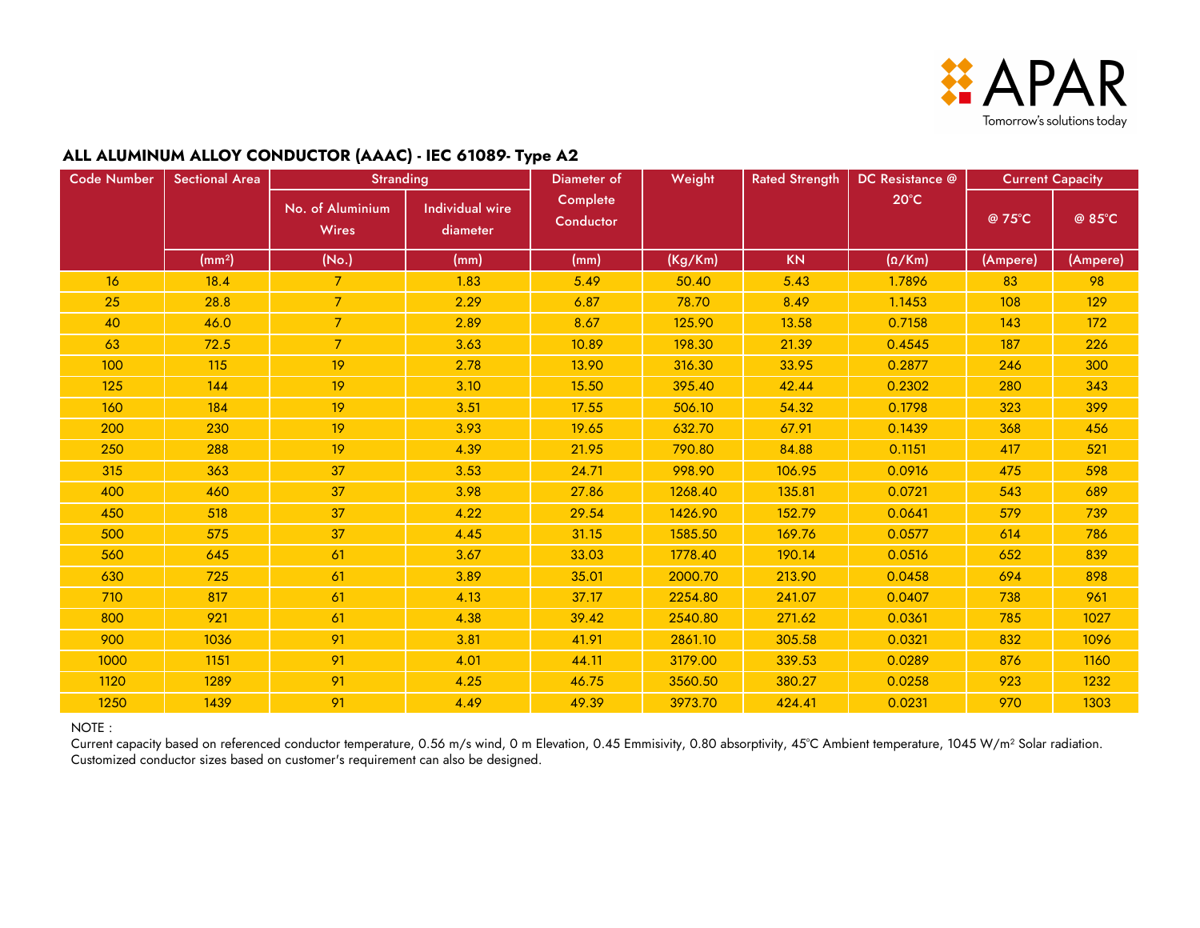## ALL ALUMINUM ALLOY CONDUCTOR (AAAC) - IEC 61089- Type A2

| Code Number | Sectional Area | Stranding | | Diameter of Complete Conductor | Weight | Rated Strength | DC Resistance @ 20°C | Current Capacity | |
|---|---|---|---|---|---|---|---|---|---|
| | | No. of Aluminium Wires | Individual wire diameter | | | | | @ 75°C | @ 85°C |
| | ($mm^2$) | (No.) | (mm) | (mm) | (Kg/Km) | KN | (Ω/Km) | (Ampere) | (Ampere) |
| 16 | 18.4 | 7 | 1.83 | 5.49 | 50.40 | 5.43 | 1.7896 | 83 | 98 |
| 25 | 28.8 | 7 | 2.29 | 6.87 | 78.70 | 8.49 | 1.1453 | 108 | 129 |
| 40 | 46.0 | 7 | 2.89 | 8.67 | 125.90 | 13.58 | 0.7158 | 143 | 172 |
| 63 | 72.5 | 7 | 3.63 | 10.89 | 198.30 | 21.39 | 0.4545 | 187 | 226 |
| 100 | 115 | 19 | 2.78 | 13.90 | 316.30 | 33.95 | 0.2877 | 246 | 300 |
| 125 | 144 | 19 | 3.10 | 15.50 | 395.40 | 42.44 | 0.2302 | 280 | 343 |
| 160 | 184 | 19 | 3.51 | 17.55 | 506.10 | 54.32 | 0.1798 | 323 | 399 |
| 200 | 230 | 19 | 3.93 | 19.65 | 632.70 | 67.91 | 0.1439 | 368 | 456 |
| 250 | 288 | 19 | 4.39 | 21.95 | 790.80 | 84.88 | 0.1151 | 417 | 521 |
| 315 | 363 | 37 | 3.53 | 24.71 | 998.90 | 106.95 | 0.0916 | 475 | 598 |
| 400 | 460 | 37 | 3.98 | 27.86 | 1268.40 | 135.81 | 0.0721 | 543 | 689 |
| 450 | 518 | 37 | 4.22 | 29.54 | 1426.90 | 152.79 | 0.0641 | 579 | 739 |
| 500 | 575 | 37 | 4.45 | 31.15 | 1585.50 | 169.76 | 0.0577 | 614 | 786 |
| 560 | 645 | 61 | 3.67 | 33.03 | 1778.40 | 190.14 | 0.0516 | 652 | 839 |
| 630 | 725 | 61 | 3.89 | 35.01 | 2000.70 | 213.90 | 0.0458 | 694 | 898 |
| 710 | 817 | 61 | 4.13 | 37.17 | 2254.80 | 241.07 | 0.0407 | 738 | 961 |
| 800 | 921 | 61 | 4.38 | 39.42 | 2540.80 | 271.62 | 0.0361 | 785 | 1027 |
| 900 | 1036 | 91 | 3.81 | 41.91 | 2861.10 | 305.58 | 0.0321 | 832 | 1096 |
| 1000 | 1151 | 91 | 4.01 | 44.11 | 3179.00 | 339.53 | 0.0289 | 876 | 1160 |
| 1120 | 1289 | 91 | 4.25 | 46.75 | 3560.50 | 380.27 | 0.0258 | 923 | 1232 |
| 1250 | 1439 | 91 | 4.49 | 49.39 | 3973.70 | 424.41 | 0.0231 | 970 | 1303 |

NOTE :
Current capacity based on referenced conductor temperature, 0.56 m/s wind, 0 m Elevation, 0.45 Emmisivity, 0.80 absorptivity, 45°C Ambient temperature, 1045 W/$m^2$ Solar radiation.
Customized conductor sizes based on customer's requirement can also be designed.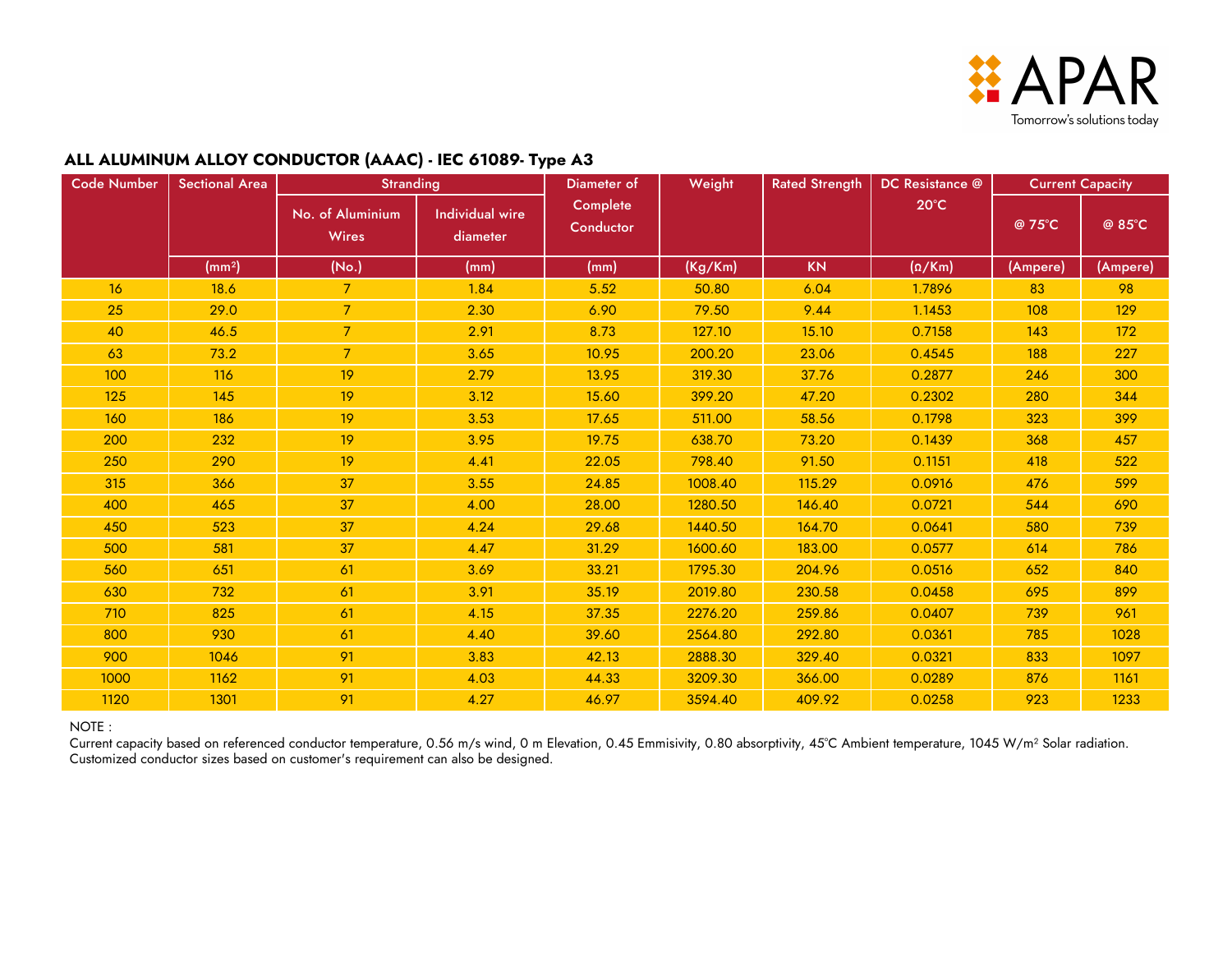## ALL ALUMINUM ALLOY CONDUCTOR (AAAC) - IEC 61089- Type A3

| Code Number | Sectional Area | Stranding | | Diameter of Complete Conductor | Weight | Rated Strength | DC Resistance @ 20°C | Current Capacity | |
|---|---|---|---|---|---|---|---|---|---|
| | | No. of Aluminium Wires | Individual wire diameter | | | | | @ 75°C | @ 85°C |
| | ($mm^2$) | (No.) | (mm) | (mm) | (Kg/Km) | KN | (Ω/Km) | (Ampere) | (Ampere) |
| 16 | 18.6 | 7 | 1.84 | 5.52 | 50.80 | 6.04 | 1.7896 | 83 | 98 |
| 25 | 29.0 | 7 | 2.30 | 6.90 | 79.50 | 9.44 | 1.1453 | 108 | 129 |
| 40 | 46.5 | 7 | 2.91 | 8.73 | 127.10 | 15.10 | 0.7158 | 143 | 172 |
| 63 | 73.2 | 7 | 3.65 | 10.95 | 200.20 | 23.06 | 0.4545 | 188 | 227 |
| 100 | 116 | 19 | 2.79 | 13.95 | 319.30 | 37.76 | 0.2877 | 246 | 300 |
| 125 | 145 | 19 | 3.12 | 15.60 | 399.20 | 47.20 | 0.2302 | 280 | 344 |
| 160 | 186 | 19 | 3.53 | 17.65 | 511.00 | 58.56 | 0.1798 | 323 | 399 |
| 200 | 232 | 19 | 3.95 | 19.75 | 638.70 | 73.20 | 0.1439 | 368 | 457 |
| 250 | 290 | 19 | 4.41 | 22.05 | 798.40 | 91.50 | 0.1151 | 418 | 522 |
| 315 | 366 | 37 | 3.55 | 24.85 | 1008.40 | 115.29 | 0.0916 | 476 | 599 |
| 400 | 465 | 37 | 4.00 | 28.00 | 1280.50 | 146.40 | 0.0721 | 544 | 690 |
| 450 | 523 | 37 | 4.24 | 29.68 | 1440.50 | 164.70 | 0.0641 | 580 | 739 |
| 500 | 581 | 37 | 4.47 | 31.29 | 1600.60 | 183.00 | 0.0577 | 614 | 786 |
| 560 | 651 | 61 | 3.69 | 33.21 | 1795.30 | 204.96 | 0.0516 | 652 | 840 |
| 630 | 732 | 61 | 3.91 | 35.19 | 2019.80 | 230.58 | 0.0458 | 695 | 899 |
| 710 | 825 | 61 | 4.15 | 37.35 | 2276.20 | 259.86 | 0.0407 | 739 | 961 |
| 800 | 930 | 61 | 4.40 | 39.60 | 2564.80 | 292.80 | 0.0361 | 785 | 1028 |
| 900 | 1046 | 91 | 3.83 | 42.13 | 2888.30 | 329.40 | 0.0321 | 833 | 1097 |
| 1000 | 1162 | 91 | 4.03 | 44.33 | 3209.30 | 366.00 | 0.0289 | 876 | 1161 |
| 1120 | 1301 | 91 | 4.27 | 46.97 | 3594.40 | 409.92 | 0.0258 | 923 | 1233 |

NOTE :
Current capacity based on referenced conductor temperature, 0.56 m/s wind, 0 m Elevation, 0.45 Emmisivity, 0.80 absorptivity, 45°C Ambient temperature, 1045 $W/m^2$ Solar radiation.
Customized conductor sizes based on customer's requirement can also be designed.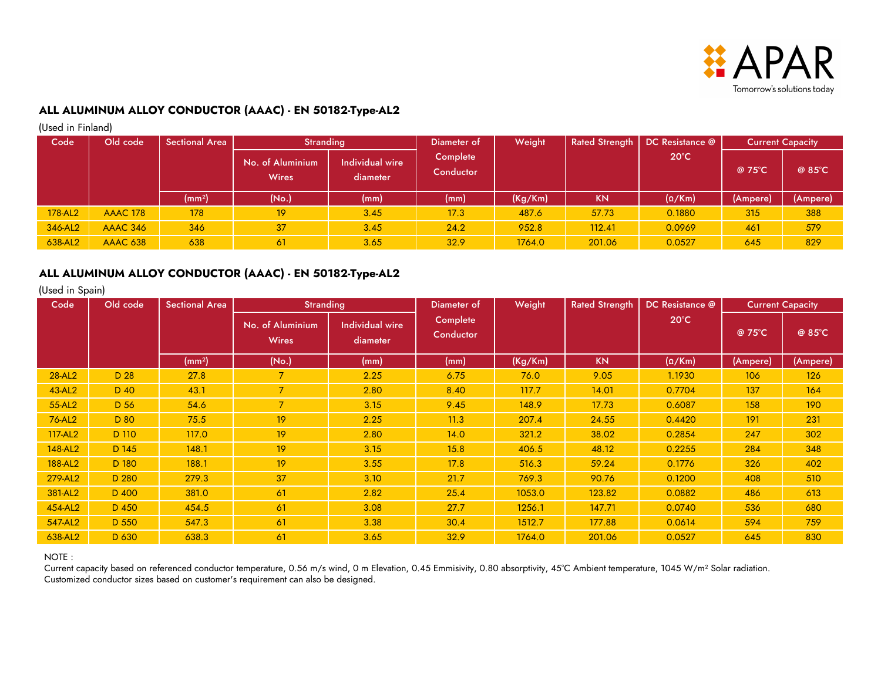## ALL ALUMINUM ALLOY CONDUCTOR (AAAC) - EN 50182-Type-AL2

(Used in Finland)

| Code | Old code | Sectional Area | Stranding | | Diameter of Complete Conductor | Weight | Rated Strength | DC Resistance @ 20°C | Current Capacity | |
|---|---|---|---|---|---|---|---|---|---|---|
| | | | No. of Aluminium Wires | Individual wire diameter | | | | | @ 75°C | @ 85°C |
| | | (mm²) | (No.) | (mm) | (mm) | (Kg/Km) | KN | (Ω/Km) | (Ampere) | (Ampere) |
| 178-AL2 | AAAC 178 | 178 | 19 | 3.45 | 17.3 | 487.6 | 57.73 | 0.1880 | 315 | 388 |
| 346-AL2 | AAAC 346 | 346 | 37 | 3.45 | 24.2 | 952.8 | 112.41 | 0.0969 | 461 | 579 |
| 638-AL2 | AAAC 638 | 638 | 61 | 3.65 | 32.9 | 1764.0 | 201.06 | 0.0527 | 645 | 829 |

## ALL ALUMINUM ALLOY CONDUCTOR (AAAC) - EN 50182-Type-AL2

(Used in Spain)

| Code | Old code | Sectional Area | Stranding | | Diameter of Complete Conductor | Weight | Rated Strength | DC Resistance @ 20°C | Current Capacity | |
|---|---|---|---|---|---|---|---|---|---|---|
| | | | No. of Aluminium Wires | Individual wire diameter | | | | | @ 75°C | @ 85°C |
| | | (mm²) | (No.) | (mm) | (mm) | (Kg/Km) | KN | (Ω/Km) | (Ampere) | (Ampere) |
| 28-AL2 | D 28 | 27.8 | 7 | 2.25 | 6.75 | 76.0 | 9.05 | 1.1930 | 106 | 126 |
| 43-AL2 | D 40 | 43.1 | 7 | 2.80 | 8.40 | 117.7 | 14.01 | 0.7704 | 137 | 164 |
| 55-AL2 | D 56 | 54.6 | 7 | 3.15 | 9.45 | 148.9 | 17.73 | 0.6087 | 158 | 190 |
| 76-AL2 | D 80 | 75.5 | 19 | 2.25 | 11.3 | 207.4 | 24.55 | 0.4420 | 191 | 231 |
| 117-AL2 | D 110 | 117.0 | 19 | 2.80 | 14.0 | 321.2 | 38.02 | 0.2854 | 247 | 302 |
| 148-AL2 | D 145 | 148.1 | 19 | 3.15 | 15.8 | 406.5 | 48.12 | 0.2255 | 284 | 348 |
| 188-AL2 | D 180 | 188.1 | 19 | 3.55 | 17.8 | 516.3 | 59.24 | 0.1776 | 326 | 402 |
| 279-AL2 | D 280 | 279.3 | 37 | 3.10 | 21.7 | 769.3 | 90.76 | 0.1200 | 408 | 510 |
| 381-AL2 | D 400 | 381.0 | 61 | 2.82 | 25.4 | 1053.0 | 123.82 | 0.0882 | 486 | 613 |
| 454-AL2 | D 450 | 454.5 | 61 | 3.08 | 27.7 | 1256.1 | 147.71 | 0.0740 | 536 | 680 |
| 547-AL2 | D 550 | 547.3 | 61 | 3.38 | 30.4 | 1512.7 | 177.88 | 0.0614 | 594 | 759 |
| 638-AL2 | D 630 | 638.3 | 61 | 3.65 | 32.9 | 1764.0 | 201.06 | 0.0527 | 645 | 830 |

NOTE :
Current capacity based on referenced conductor temperature, 0.56 m/s wind, 0 m Elevation, 0.45 Emmisivity, 0.80 absorptivity, 45°C Ambient temperature, 1045 W/m² Solar radiation.
Customized conductor sizes based on customer's requirement can also be designed.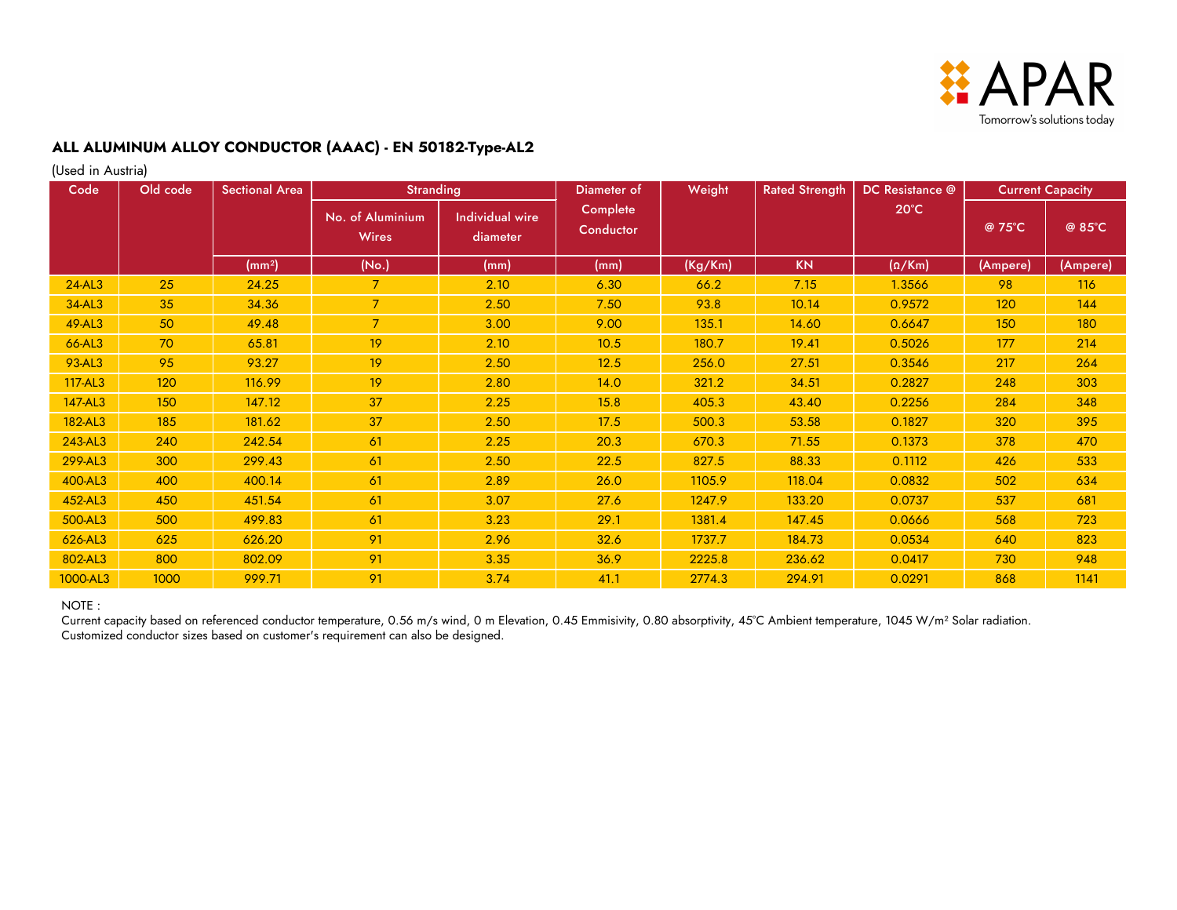## ALL ALUMINUM ALLOY CONDUCTOR (AAAC) - EN 50182-Type-AL2

(Used in Austria)

| Code | Old code | Sectional Area | Stranding | | Diameter of Complete Conductor | Weight | Rated Strength | DC Resistance @ 20°C | Current Capacity | |
|---|---|---|---|---|---|---|---|---|---|---|
| | | | No. of Aluminium Wires | Individual wire diameter | | | | | @ 75°C | @ 85°C |
| | | (mm²) | (No.) | (mm) | (mm) | (Kg/Km) | KN | (Ω/Km) | (Ampere) | (Ampere) |
| 24-AL3 | 25 | 24.25 | 7 | 2.10 | 6.30 | 66.2 | 7.15 | 1.3566 | 98 | 116 |
| 34-AL3 | 35 | 34.36 | 7 | 2.50 | 7.50 | 93.8 | 10.14 | 0.9572 | 120 | 144 |
| 49-AL3 | 50 | 49.48 | 7 | 3.00 | 9.00 | 135.1 | 14.60 | 0.6647 | 150 | 180 |
| 66-AL3 | 70 | 65.81 | 19 | 2.10 | 10.5 | 180.7 | 19.41 | 0.5026 | 177 | 214 |
| 93-AL3 | 95 | 93.27 | 19 | 2.50 | 12.5 | 256.0 | 27.51 | 0.3546 | 217 | 264 |
| 117-AL3 | 120 | 116.99 | 19 | 2.80 | 14.0 | 321.2 | 34.51 | 0.2827 | 248 | 303 |
| 147-AL3 | 150 | 147.12 | 37 | 2.25 | 15.8 | 405.3 | 43.40 | 0.2256 | 284 | 348 |
| 182-AL3 | 185 | 181.62 | 37 | 2.50 | 17.5 | 500.3 | 53.58 | 0.1827 | 320 | 395 |
| 243-AL3 | 240 | 242.54 | 61 | 2.25 | 20.3 | 670.3 | 71.55 | 0.1373 | 378 | 470 |
| 299-AL3 | 300 | 299.43 | 61 | 2.50 | 22.5 | 827.5 | 88.33 | 0.1112 | 426 | 533 |
| 400-AL3 | 400 | 400.14 | 61 | 2.89 | 26.0 | 1105.9 | 118.04 | 0.0832 | 502 | 634 |
| 452-AL3 | 450 | 451.54 | 61 | 3.07 | 27.6 | 1247.9 | 133.20 | 0.0737 | 537 | 681 |
| 500-AL3 | 500 | 499.83 | 61 | 3.23 | 29.1 | 1381.4 | 147.45 | 0.0666 | 568 | 723 |
| 626-AL3 | 625 | 626.20 | 91 | 2.96 | 32.6 | 1737.7 | 184.73 | 0.0534 | 640 | 823 |
| 802-AL3 | 800 | 802.09 | 91 | 3.35 | 36.9 | 2225.8 | 236.62 | 0.0417 | 730 | 948 |
| 1000-AL3 | 1000 | 999.71 | 91 | 3.74 | 41.1 | 2774.3 | 294.91 | 0.0291 | 868 | 1141 |

NOTE :
Current capacity based on referenced conductor temperature, 0.56 m/s wind, 0 m Elevation, 0.45 Emmisivity, 0.80 absorptivity, 45°C Ambient temperature, 1045 W/m² Solar radiation.
Customized conductor sizes based on customer's requirement can also be designed.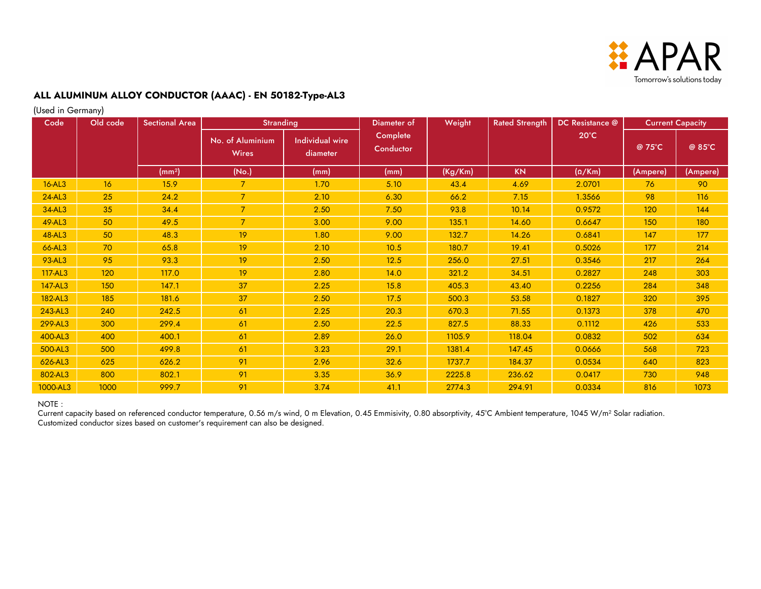## ALL ALUMINUM ALLOY CONDUCTOR (AAAC) - EN 50182-Type-AL3

(Used in Germany)

| Code | Old code | Sectional Area | Stranding | | Diameter of Complete Conductor | Weight | Rated Strength | DC Resistance @ 20°C | Current Capacity | |
|---|---|---|---|---|---|---|---|---|---|---|
| | | | No. of Aluminium Wires | Individual wire diameter | | | | | @ 75°C | @ 85°C |
| | | (mm²) | (No.) | (mm) | (mm) | (Kg/Km) | KN | (Ω/Km) | (Ampere) | (Ampere) |
| 16-AL3 | 16 | 15.9 | 7 | 1.70 | 5.10 | 43.4 | 4.69 | 2.0701 | 76 | 90 |
| 24-AL3 | 25 | 24.2 | 7 | 2.10 | 6.30 | 66.2 | 7.15 | 1.3566 | 98 | 116 |
| 34-AL3 | 35 | 34.4 | 7 | 2.50 | 7.50 | 93.8 | 10.14 | 0.9572 | 120 | 144 |
| 49-AL3 | 50 | 49.5 | 7 | 3.00 | 9.00 | 135.1 | 14.60 | 0.6647 | 150 | 180 |
| 48-AL3 | 50 | 48.3 | 19 | 1.80 | 9.00 | 132.7 | 14.26 | 0.6841 | 147 | 177 |
| 66-AL3 | 70 | 65.8 | 19 | 2.10 | 10.5 | 180.7 | 19.41 | 0.5026 | 177 | 214 |
| 93-AL3 | 95 | 93.3 | 19 | 2.50 | 12.5 | 256.0 | 27.51 | 0.3546 | 217 | 264 |
| 117-AL3 | 120 | 117.0 | 19 | 2.80 | 14.0 | 321.2 | 34.51 | 0.2827 | 248 | 303 |
| 147-AL3 | 150 | 147.1 | 37 | 2.25 | 15.8 | 405.3 | 43.40 | 0.2256 | 284 | 348 |
| 182-AL3 | 185 | 181.6 | 37 | 2.50 | 17.5 | 500.3 | 53.58 | 0.1827 | 320 | 395 |
| 243-AL3 | 240 | 242.5 | 61 | 2.25 | 20.3 | 670.3 | 71.55 | 0.1373 | 378 | 470 |
| 299-AL3 | 300 | 299.4 | 61 | 2.50 | 22.5 | 827.5 | 88.33 | 0.1112 | 426 | 533 |
| 400-AL3 | 400 | 400.1 | 61 | 2.89 | 26.0 | 1105.9 | 118.04 | 0.0832 | 502 | 634 |
| 500-AL3 | 500 | 499.8 | 61 | 3.23 | 29.1 | 1381.4 | 147.45 | 0.0666 | 568 | 723 |
| 626-AL3 | 625 | 626.2 | 91 | 2.96 | 32.6 | 1737.7 | 184.37 | 0.0534 | 640 | 823 |
| 802-AL3 | 800 | 802.1 | 91 | 3.35 | 36.9 | 2225.8 | 236.62 | 0.0417 | 730 | 948 |
| 1000-AL3 | 1000 | 999.7 | 91 | 3.74 | 41.1 | 2774.3 | 294.91 | 0.0334 | 816 | 1073 |

NOTE :
Current capacity based on referenced conductor temperature, 0.56 m/s wind, 0 m Elevation, 0.45 Emmisivity, 0.80 absorptivity, 45°C Ambient temperature, 1045 W/m² Solar radiation.
Customized conductor sizes based on customer's requirement can also be designed.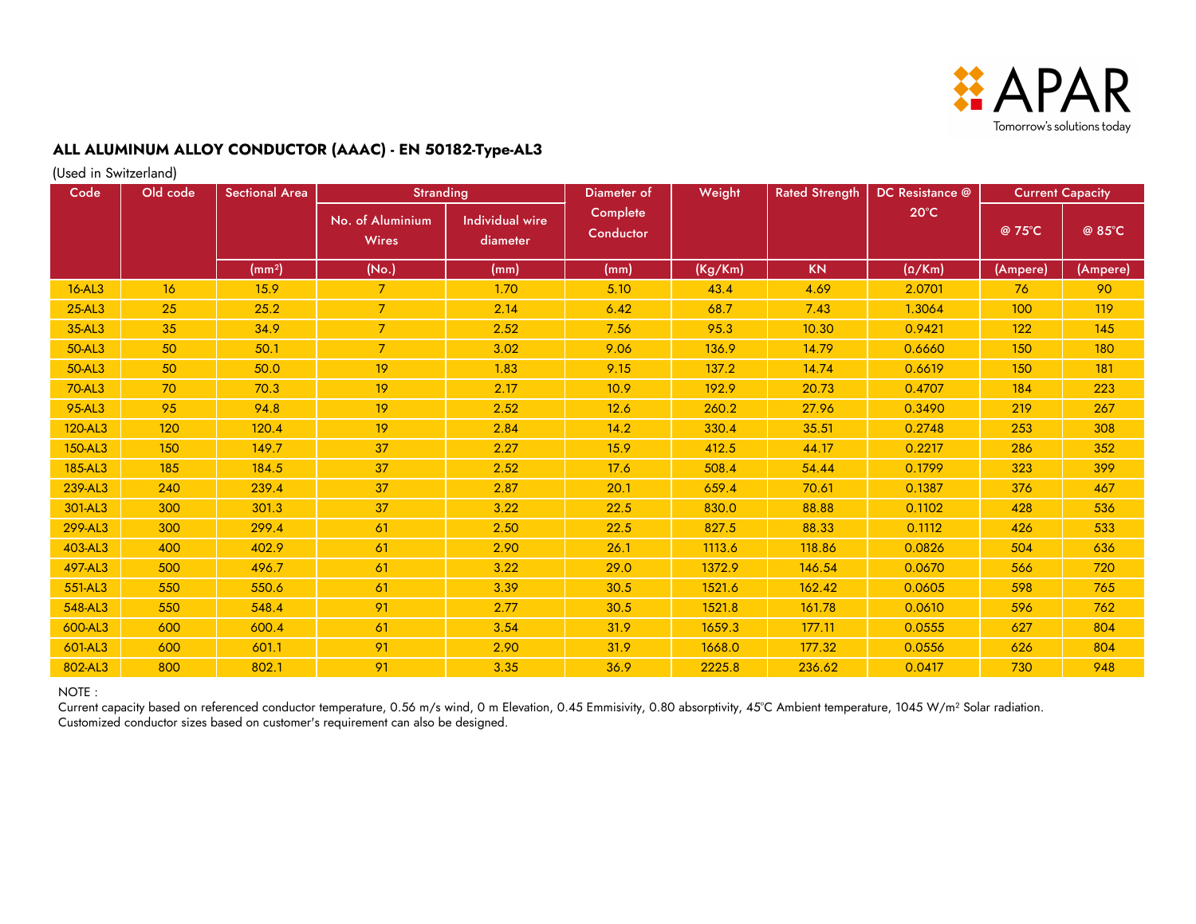## ALL ALUMINUM ALLOY CONDUCTOR (AAAC) - EN 50182-Type-AL3

(Used in Switzerland)

| Code | Old code | Sectional Area | Stranding | | Diameter of Complete Conductor | Weight | Rated Strength | DC Resistance @ 20°C | Current Capacity | |
|---|---|---|---|---|---|---|---|---|---|---|
| | | | No. of Aluminium Wires | Individual wire diameter | | | | | @ 75°C | @ 85°C |
| | | ($mm^2$) | (No.) | (mm) | (mm) | (Kg/Km) | KN | (Ω/Km) | (Ampere) | (Ampere) |
| 16-AL3 | 16 | 15.9 | 7 | 1.70 | 5.10 | 43.4 | 4.69 | 2.0701 | 76 | 90 |
| 25-AL3 | 25 | 25.2 | 7 | 2.14 | 6.42 | 68.7 | 7.43 | 1.3064 | 100 | 119 |
| 35-AL3 | 35 | 34.9 | 7 | 2.52 | 7.56 | 95.3 | 10.30 | 0.9421 | 122 | 145 |
| 50-AL3 | 50 | 50.1 | 7 | 3.02 | 9.06 | 136.9 | 14.79 | 0.6660 | 150 | 180 |
| 50-AL3 | 50 | 50.0 | 19 | 1.83 | 9.15 | 137.2 | 14.74 | 0.6619 | 150 | 181 |
| 70-AL3 | 70 | 70.3 | 19 | 2.17 | 10.9 | 192.9 | 20.73 | 0.4707 | 184 | 223 |
| 95-AL3 | 95 | 94.8 | 19 | 2.52 | 12.6 | 260.2 | 27.96 | 0.3490 | 219 | 267 |
| 120-AL3 | 120 | 120.4 | 19 | 2.84 | 14.2 | 330.4 | 35.51 | 0.2748 | 253 | 308 |
| 150-AL3 | 150 | 149.7 | 37 | 2.27 | 15.9 | 412.5 | 44.17 | 0.2217 | 286 | 352 |
| 185-AL3 | 185 | 184.5 | 37 | 2.52 | 17.6 | 508.4 | 54.44 | 0.1799 | 323 | 399 |
| 239-AL3 | 240 | 239.4 | 37 | 2.87 | 20.1 | 659.4 | 70.61 | 0.1387 | 376 | 467 |
| 301-AL3 | 300 | 301.3 | 37 | 3.22 | 22.5 | 830.0 | 88.88 | 0.1102 | 428 | 536 |
| 299-AL3 | 300 | 299.4 | 61 | 2.50 | 22.5 | 827.5 | 88.33 | 0.1112 | 426 | 533 |
| 403-AL3 | 400 | 402.9 | 61 | 2.90 | 26.1 | 1113.6 | 118.86 | 0.0826 | 504 | 636 |
| 497-AL3 | 500 | 496.7 | 61 | 3.22 | 29.0 | 1372.9 | 146.54 | 0.0670 | 566 | 720 |
| 551-AL3 | 550 | 550.6 | 61 | 3.39 | 30.5 | 1521.6 | 162.42 | 0.0605 | 598 | 765 |
| 548-AL3 | 550 | 548.4 | 91 | 2.77 | 30.5 | 1521.8 | 161.78 | 0.0610 | 596 | 762 |
| 600-AL3 | 600 | 600.4 | 61 | 3.54 | 31.9 | 1659.3 | 177.11 | 0.0555 | 627 | 804 |
| 601-AL3 | 600 | 601.1 | 91 | 2.90 | 31.9 | 1668.0 | 177.32 | 0.0556 | 626 | 804 |
| 802-AL3 | 800 | 802.1 | 91 | 3.35 | 36.9 | 2225.8 | 236.62 | 0.0417 | 730 | 948 |

NOTE :
Current capacity based on referenced conductor temperature, 0.56 m/s wind, 0 m Elevation, 0.45 Emmisivity, 0.80 absorptivity, 45°C Ambient temperature, 1045 W/$m^2$ Solar radiation.
Customized conductor sizes based on customer's requirement can also be designed.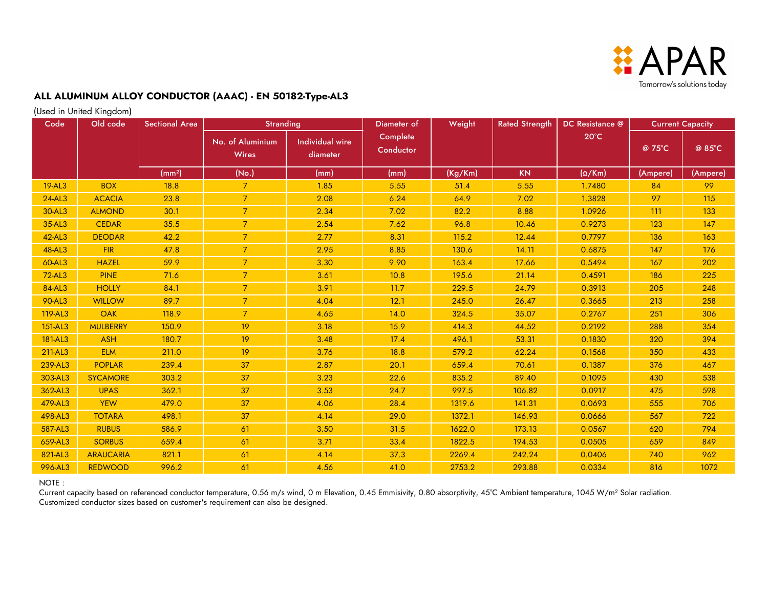## ALL ALUMINUM ALLOY CONDUCTOR (AAAC) - EN 50182-Type-AL3

(Used in United Kingdom)

| Code | Old code | Sectional Area | Stranding | | Diameter of Complete Conductor | Weight | Rated Strength | DC Resistance @ 20°C | Current Capacity | |
|---|---|---|---|---|---|---|---|---|---|---|
| | | | No. of Aluminium Wires | Individual wire diameter | | | | | @ 75°C | @ 85°C |
| | | (mm²) | (No.) | (mm) | (mm) | (Kg/Km) | KN | (Ω/Km) | (Ampere) | (Ampere) |
| 19-AL3 | BOX | 18.8 | 7 | 1.85 | 5.55 | 51.4 | 5.55 | 1.7480 | 84 | 99 |
| 24-AL3 | ACACIA | 23.8 | 7 | 2.08 | 6.24 | 64.9 | 7.02 | 1.3828 | 97 | 115 |
| 30-AL3 | ALMOND | 30.1 | 7 | 2.34 | 7.02 | 82.2 | 8.88 | 1.0926 | 111 | 133 |
| 35-AL3 | CEDAR | 35.5 | 7 | 2.54 | 7.62 | 96.8 | 10.46 | 0.9273 | 123 | 147 |
| 42-AL3 | DEODAR | 42.2 | 7 | 2.77 | 8.31 | 115.2 | 12.44 | 0.7797 | 136 | 163 |
| 48-AL3 | FIR | 47.8 | 7 | 2.95 | 8.85 | 130.6 | 14.11 | 0.6875 | 147 | 176 |
| 60-AL3 | HAZEL | 59.9 | 7 | 3.30 | 9.90 | 163.4 | 17.66 | 0.5494 | 167 | 202 |
| 72-AL3 | PINE | 71.6 | 7 | 3.61 | 10.8 | 195.6 | 21.14 | 0.4591 | 186 | 225 |
| 84-AL3 | HOLLY | 84.1 | 7 | 3.91 | 11.7 | 229.5 | 24.79 | 0.3913 | 205 | 248 |
| 90-AL3 | WILLOW | 89.7 | 7 | 4.04 | 12.1 | 245.0 | 26.47 | 0.3665 | 213 | 258 |
| 119-AL3 | OAK | 118.9 | 7 | 4.65 | 14.0 | 324.5 | 35.07 | 0.2767 | 251 | 306 |
| 151-AL3 | MULBERRY | 150.9 | 19 | 3.18 | 15.9 | 414.3 | 44.52 | 0.2192 | 288 | 354 |
| 181-AL3 | ASH | 180.7 | 19 | 3.48 | 17.4 | 496.1 | 53.31 | 0.1830 | 320 | 394 |
| 211-AL3 | ELM | 211.0 | 19 | 3.76 | 18.8 | 579.2 | 62.24 | 0.1568 | 350 | 433 |
| 239-AL3 | POPLAR | 239.4 | 37 | 2.87 | 20.1 | 659.4 | 70.61 | 0.1387 | 376 | 467 |
| 303-AL3 | SYCAMORE | 303.2 | 37 | 3.23 | 22.6 | 835.2 | 89.40 | 0.1095 | 430 | 538 |
| 362-AL3 | UPAS | 362.1 | 37 | 3.53 | 24.7 | 997.5 | 106.82 | 0.0917 | 475 | 598 |
| 479-AL3 | YEW | 479.0 | 37 | 4.06 | 28.4 | 1319.6 | 141.31 | 0.0693 | 555 | 706 |
| 498-AL3 | TOTARA | 498.1 | 37 | 4.14 | 29.0 | 1372.1 | 146.93 | 0.0666 | 567 | 722 |
| 587-AL3 | RUBUS | 586.9 | 61 | 3.50 | 31.5 | 1622.0 | 173.13 | 0.0567 | 620 | 794 |
| 659-AL3 | SORBUS | 659.4 | 61 | 3.71 | 33.4 | 1822.5 | 194.53 | 0.0505 | 659 | 849 |
| 821-AL3 | ARAUCARIA | 821.1 | 61 | 4.14 | 37.3 | 2269.4 | 242.24 | 0.0406 | 740 | 962 |
| 996-AL3 | REDWOOD | 996.2 | 61 | 4.56 | 41.0 | 2753.2 | 293.88 | 0.0334 | 816 | 1072 |

NOTE :
Current capacity based on referenced conductor temperature, 0.56 m/s wind, 0 m Elevation, 0.45 Emmisivity, 0.80 absorptivity, 45°C Ambient temperature, 1045 W/m² Solar radiation.
Customized conductor sizes based on customer's requirement can also be designed.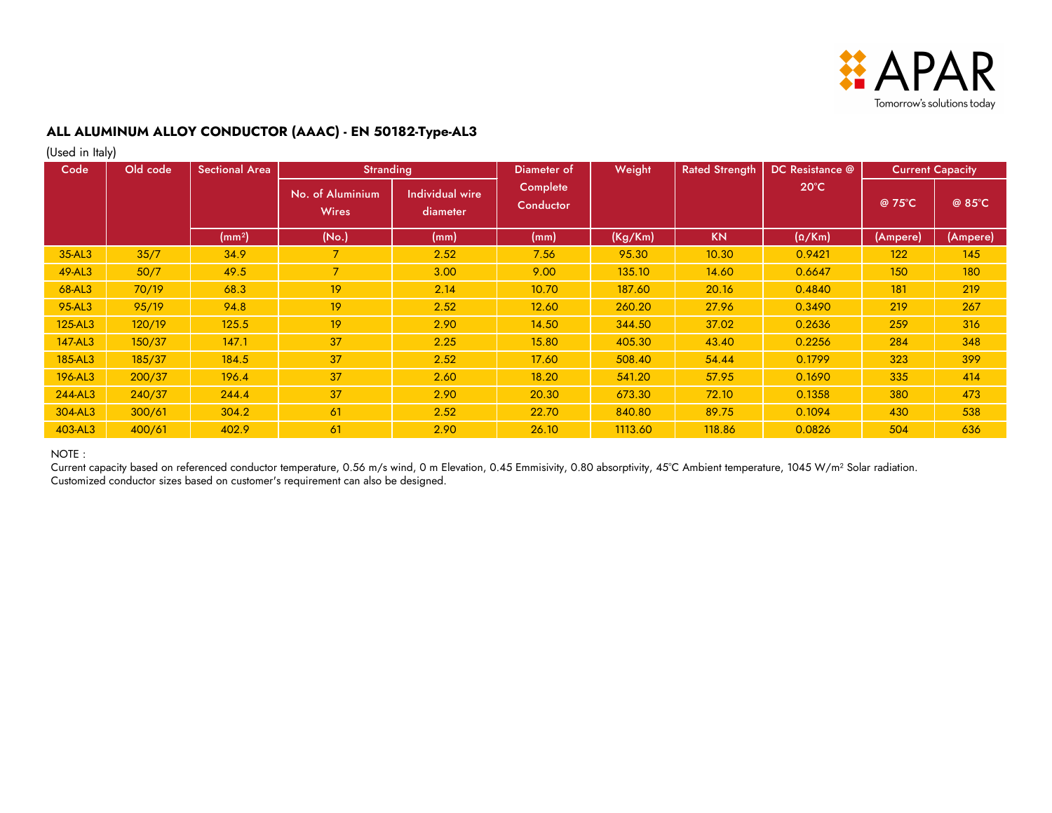## ALL ALUMINUM ALLOY CONDUCTOR (AAAC) - EN 50182-Type-AL3

(Used in Italy)

| Code | Old code | Sectional Area | Stranding | | Diameter of Complete Conductor | Weight | Rated Strength | DC Resistance @ 20°C | Current Capacity | |
|---|---|---|---|---|---|---|---|---|---|---|
| | | | No. of Aluminium Wires | Individual wire diameter | | | | | @ 75°C | @ 85°C |
| | | ($mm^2$) | (No.) | (mm) | (mm) | (Kg/Km) | KN | (Ω/Km) | (Ampere) | (Ampere) |
| 35-AL3 | 35/7 | 34.9 | 7 | 2.52 | 7.56 | 95.30 | 10.30 | 0.9421 | 122 | 145 |
| 49-AL3 | 50/7 | 49.5 | 7 | 3.00 | 9.00 | 135.10 | 14.60 | 0.6647 | 150 | 180 |
| 68-AL3 | 70/19 | 68.3 | 19 | 2.14 | 10.70 | 187.60 | 20.16 | 0.4840 | 181 | 219 |
| 95-AL3 | 95/19 | 94.8 | 19 | 2.52 | 12.60 | 260.20 | 27.96 | 0.3490 | 219 | 267 |
| 125-AL3 | 120/19 | 125.5 | 19 | 2.90 | 14.50 | 344.50 | 37.02 | 0.2636 | 259 | 316 |
| 147-AL3 | 150/37 | 147.1 | 37 | 2.25 | 15.80 | 405.30 | 43.40 | 0.2256 | 284 | 348 |
| 185-AL3 | 185/37 | 184.5 | 37 | 2.52 | 17.60 | 508.40 | 54.44 | 0.1799 | 323 | 399 |
| 196-AL3 | 200/37 | 196.4 | 37 | 2.60 | 18.20 | 541.20 | 57.95 | 0.1690 | 335 | 414 |
| 244-AL3 | 240/37 | 244.4 | 37 | 2.90 | 20.30 | 673.30 | 72.10 | 0.1358 | 380 | 473 |
| 304-AL3 | 300/61 | 304.2 | 61 | 2.52 | 22.70 | 840.80 | 89.75 | 0.1094 | 430 | 538 |
| 403-AL3 | 400/61 | 402.9 | 61 | 2.90 | 26.10 | 1113.60 | 118.86 | 0.0826 | 504 | 636 |

NOTE :

Current capacity based on referenced conductor temperature, 0.56 m/s wind, 0 m Elevation, 0.45 Emmisivity, 0.80 absorptivity, 45°C Ambient temperature, 1045 W/$m^2$ Solar radiation.

Customized conductor sizes based on customer's requirement can also be designed.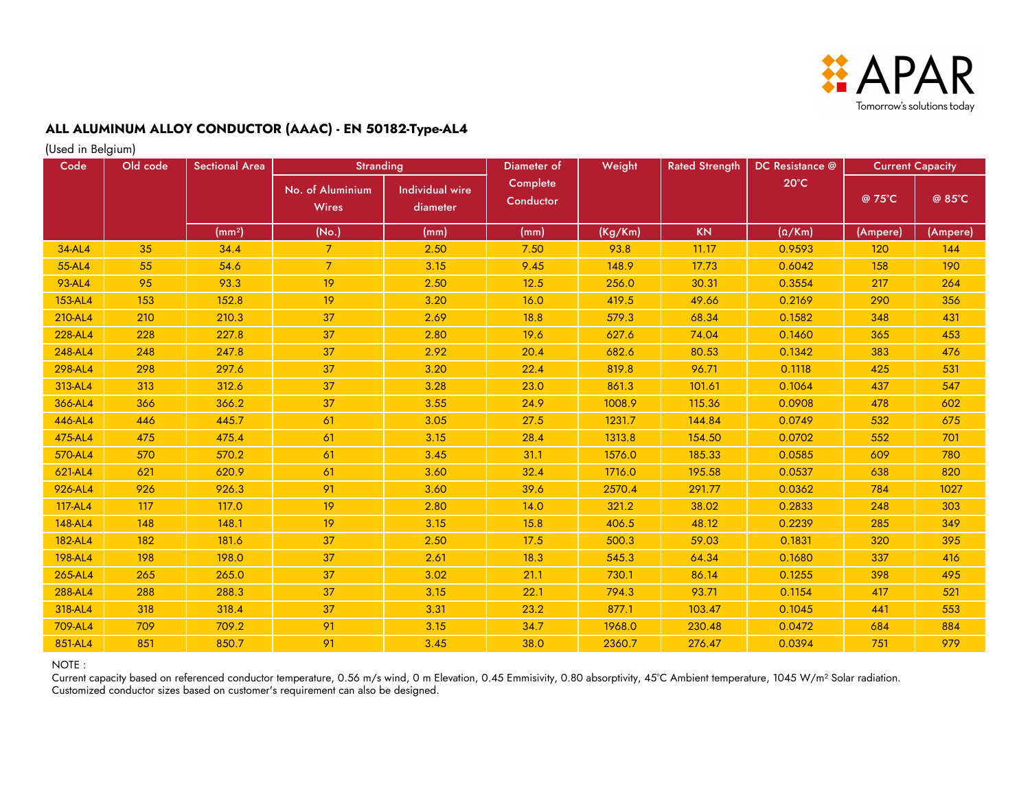## ALL ALUMINUM ALLOY CONDUCTOR (AAAC) - EN 50182-Type-AL4

(Used in Belgium)

| Code | Old code | Sectional Area | Stranding | | Diameter of Complete Conductor | Weight | Rated Strength | DC Resistance @ 20°C | Current Capacity | |
|---|---|---|---|---|---|---|---|---|---|---|
| | | | No. of Aluminium Wires | Individual wire diameter | | | | | @ 75°C | @ 85°C |
| | | (mm²) | (No.) | (mm) | (mm) | (Kg/Km) | KN | (Ω/Km) | (Ampere) | (Ampere) |
| 34-AL4 | 35 | 34.4 | 7 | 2.50 | 7.50 | 93.8 | 11.17 | 0.9593 | 120 | 144 |
| 55-AL4 | 55 | 54.6 | 7 | 3.15 | 9.45 | 148.9 | 17.73 | 0.6042 | 158 | 190 |
| 93-AL4 | 95 | 93.3 | 19 | 2.50 | 12.5 | 256.0 | 30.31 | 0.3554 | 217 | 264 |
| 153-AL4 | 153 | 152.8 | 19 | 3.20 | 16.0 | 419.5 | 49.66 | 0.2169 | 290 | 356 |
| 210-AL4 | 210 | 210.3 | 37 | 2.69 | 18.8 | 579.3 | 68.34 | 0.1582 | 348 | 431 |
| 228-AL4 | 228 | 227.8 | 37 | 2.80 | 19.6 | 627.6 | 74.04 | 0.1460 | 365 | 453 |
| 248-AL4 | 248 | 247.8 | 37 | 2.92 | 20.4 | 682.6 | 80.53 | 0.1342 | 383 | 476 |
| 298-AL4 | 298 | 297.6 | 37 | 3.20 | 22.4 | 819.8 | 96.71 | 0.1118 | 425 | 531 |
| 313-AL4 | 313 | 312.6 | 37 | 3.28 | 23.0 | 861.3 | 101.61 | 0.1064 | 437 | 547 |
| 366-AL4 | 366 | 366.2 | 37 | 3.55 | 24.9 | 1008.9 | 115.36 | 0.0908 | 478 | 602 |
| 446-AL4 | 446 | 445.7 | 61 | 3.05 | 27.5 | 1231.7 | 144.84 | 0.0749 | 532 | 675 |
| 475-AL4 | 475 | 475.4 | 61 | 3.15 | 28.4 | 1313.8 | 154.50 | 0.0702 | 552 | 701 |
| 570-AL4 | 570 | 570.2 | 61 | 3.45 | 31.1 | 1576.0 | 185.33 | 0.0585 | 609 | 780 |
| 621-AL4 | 621 | 620.9 | 61 | 3.60 | 32.4 | 1716.0 | 195.58 | 0.0537 | 638 | 820 |
| 926-AL4 | 926 | 926.3 | 91 | 3.60 | 39.6 | 2570.4 | 291.77 | 0.0362 | 784 | 1027 |
| 117-AL4 | 117 | 117.0 | 19 | 2.80 | 14.0 | 321.2 | 38.02 | 0.2833 | 248 | 303 |
| 148-AL4 | 148 | 148.1 | 19 | 3.15 | 15.8 | 406.5 | 48.12 | 0.2239 | 285 | 349 |
| 182-AL4 | 182 | 181.6 | 37 | 2.50 | 17.5 | 500.3 | 59.03 | 0.1831 | 320 | 395 |
| 198-AL4 | 198 | 198.0 | 37 | 2.61 | 18.3 | 545.3 | 64.34 | 0.1680 | 337 | 416 |
| 265-AL4 | 265 | 265.0 | 37 | 3.02 | 21.1 | 730.1 | 86.14 | 0.1255 | 398 | 495 |
| 288-AL4 | 288 | 288.3 | 37 | 3.15 | 22.1 | 794.3 | 93.71 | 0.1154 | 417 | 521 |
| 318-AL4 | 318 | 318.4 | 37 | 3.31 | 23.2 | 877.1 | 103.47 | 0.1045 | 441 | 553 |
| 709-AL4 | 709 | 709.2 | 91 | 3.15 | 34.7 | 1968.0 | 230.48 | 0.0472 | 684 | 884 |
| 851-AL4 | 851 | 850.7 | 91 | 3.45 | 38.0 | 2360.7 | 276.47 | 0.0394 | 751 | 979 |

NOTE :
Current capacity based on referenced conductor temperature, 0.56 m/s wind, 0 m Elevation, 0.45 Emmisivity, 0.80 absorptivity, 45°C Ambient temperature, 1045 W/m² Solar radiation.
Customized conductor sizes based on customer's requirement can also be designed.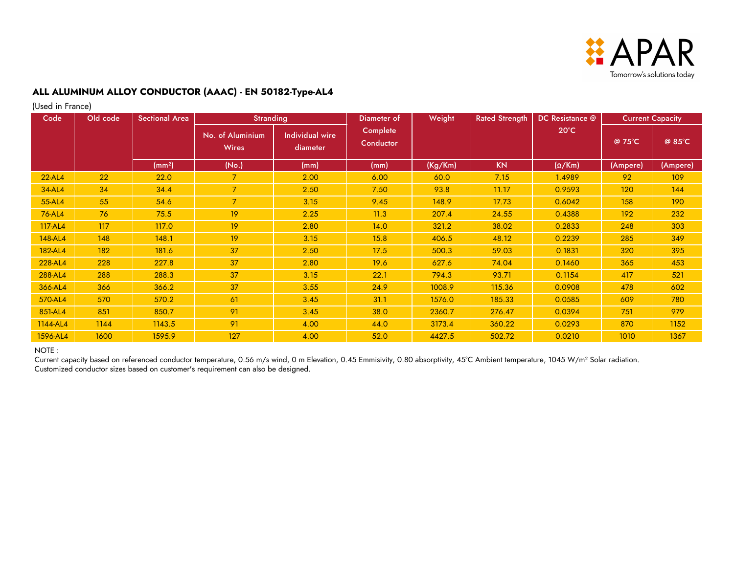## ALL ALUMINUM ALLOY CONDUCTOR (AAAC) - EN 50182-Type-AL4

(Used in France)

| Code | Old code | Sectional Area | Stranding | | Diameter of Complete Conductor | Weight | Rated Strength | DC Resistance @ 20°C | Current Capacity | |
|---|---|---|---|---|---|---|---|---|---|---|
| | | | No. of Aluminium Wires | Individual wire diameter | | | | | @ 75°C | @ 85°C |
| | | ($mm^2$) | (No.) | (mm) | (mm) | (Kg/Km) | KN | (Ω/Km) | (Ampere) | (Ampere) |
| 22-AL4 | 22 | 22.0 | 7 | 2.00 | 6.00 | 60.0 | 7.15 | 1.4989 | 92 | 109 |
| 34-AL4 | 34 | 34.4 | 7 | 2.50 | 7.50 | 93.8 | 11.17 | 0.9593 | 120 | 144 |
| 55-AL4 | 55 | 54.6 | 7 | 3.15 | 9.45 | 148.9 | 17.73 | 0.6042 | 158 | 190 |
| 76-AL4 | 76 | 75.5 | 19 | 2.25 | 11.3 | 207.4 | 24.55 | 0.4388 | 192 | 232 |
| 117-AL4 | 117 | 117.0 | 19 | 2.80 | 14.0 | 321.2 | 38.02 | 0.2833 | 248 | 303 |
| 148-AL4 | 148 | 148.1 | 19 | 3.15 | 15.8 | 406.5 | 48.12 | 0.2239 | 285 | 349 |
| 182-AL4 | 182 | 181.6 | 37 | 2.50 | 17.5 | 500.3 | 59.03 | 0.1831 | 320 | 395 |
| 228-AL4 | 228 | 227.8 | 37 | 2.80 | 19.6 | 627.6 | 74.04 | 0.1460 | 365 | 453 |
| 288-AL4 | 288 | 288.3 | 37 | 3.15 | 22.1 | 794.3 | 93.71 | 0.1154 | 417 | 521 |
| 366-AL4 | 366 | 366.2 | 37 | 3.55 | 24.9 | 1008.9 | 115.36 | 0.0908 | 478 | 602 |
| 570-AL4 | 570 | 570.2 | 61 | 3.45 | 31.1 | 1576.0 | 185.33 | 0.0585 | 609 | 780 |
| 851-AL4 | 851 | 850.7 | 91 | 3.45 | 38.0 | 2360.7 | 276.47 | 0.0394 | 751 | 979 |
| 1144-AL4 | 1144 | 1143.5 | 91 | 4.00 | 44.0 | 3173.4 | 360.22 | 0.0293 | 870 | 1152 |
| 1596-AL4 | 1600 | 1595.9 | 127 | 4.00 | 52.0 | 4427.5 | 502.72 | 0.0210 | 1010 | 1367 |

NOTE :

Current capacity based on referenced conductor temperature, 0.56 m/s wind, 0 m Elevation, 0.45 Emmisivity, 0.80 absorptivity, 45°C Ambient temperature, 1045 W/$m^2$ Solar radiation.

Customized conductor sizes based on customer's requirement can also be designed.